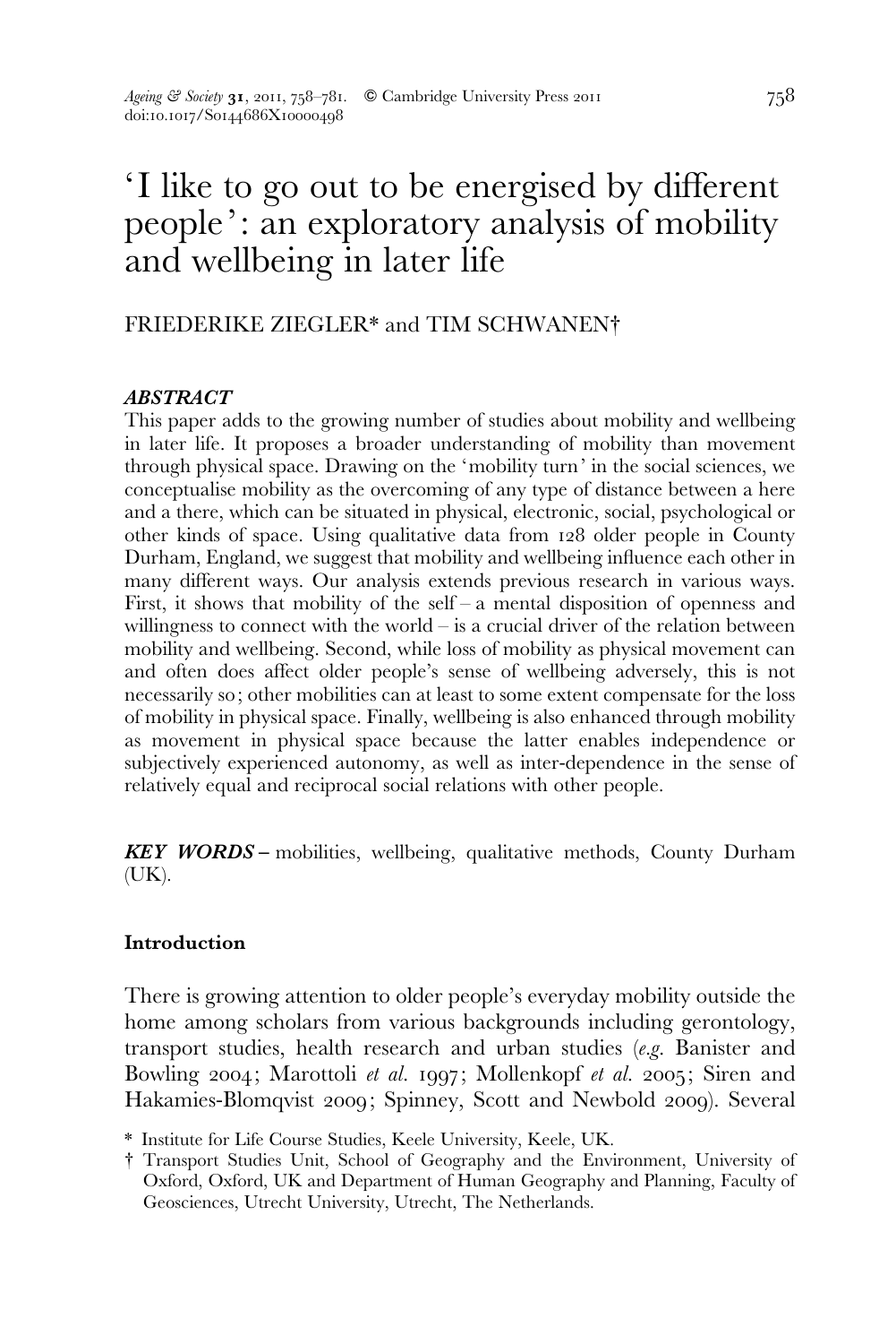# 'I like to go out to be energised by different people': an exploratory analysis of mobility and wellbeing in later life

FRIEDERIKE ZIEGLER* and TIM SCHWANEN†

## *ABSTRACT*

This paper adds to the growing number of studies about mobility and wellbeing in later life. It proposes a broader understanding of mobility than movement through physical space. Drawing on the 'mobility turn' in the social sciences, we conceptualise mobility as the overcoming of any type of distance between a here and a there, which can be situated in physical, electronic, social, psychological or other kinds of space. Using qualitative data from 128 older people in County Durham, England, we suggest that mobility and wellbeing influence each other in many different ways. Our analysis extends previous research in various ways. First, it shows that mobility of the self – a mental disposition of openness and willingness to connect with the world – is a crucial driver of the relation between mobility and wellbeing. Second, while loss of mobility as physical movement can and often does affect older people's sense of wellbeing adversely, this is not necessarily so; other mobilities can at least to some extent compensate for the loss of mobility in physical space. Finally, wellbeing is also enhanced through mobility as movement in physical space because the latter enables independence or subjectively experienced autonomy, as well as inter-dependence in the sense of relatively equal and reciprocal social relations with other people.

***KEY WORDS*** – mobilities, wellbeing, qualitative methods, County Durham (UK).

## Introduction

There is growing attention to older people's everyday mobility outside the home among scholars from various backgrounds including gerontology, transport studies, health research and urban studies (*e.g.* Banister and Bowling 2004; Marottoli *et al.* 1997; Mollenkopf *et al.* 2005; Siren and Hakamies-Blomqvist 2009; Spinney, Scott and Newbold 2009). Several

\* Institute for Life Course Studies, Keele University, Keele, UK.

† Transport Studies Unit, School of Geography and the Environment, University of Oxford, Oxford, UK and Department of Human Geography and Planning, Faculty of Geosciences, Utrecht University, Utrecht, The Netherlands.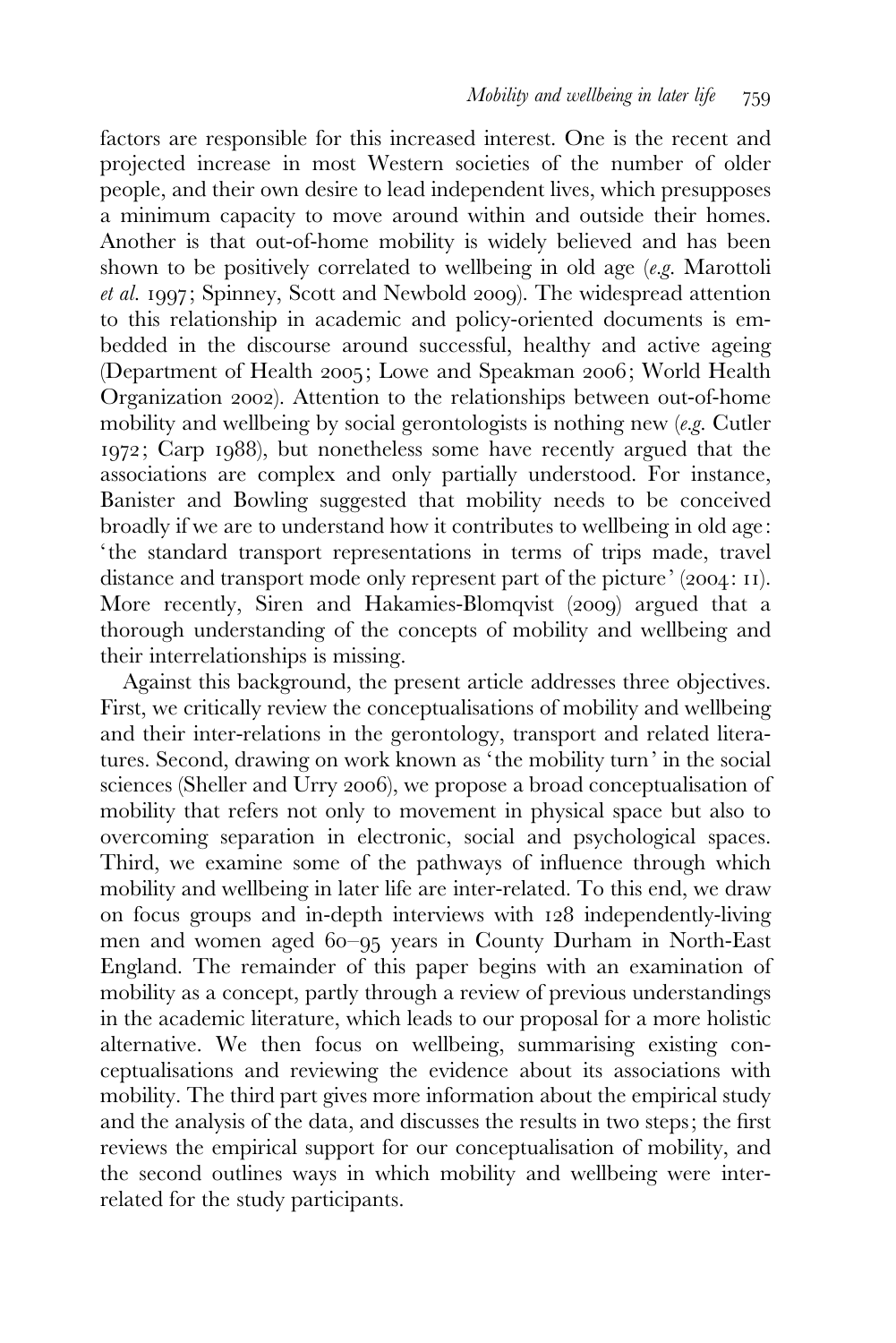factors are responsible for this increased interest. One is the recent and projected increase in most Western societies of the number of older people, and their own desire to lead independent lives, which presupposes a minimum capacity to move around within and outside their homes. Another is that out-of-home mobility is widely believed and has been shown to be positively correlated to wellbeing in old age (*e.g.* Marottoli *et al.* 1997; Spinney, Scott and Newbold 2009). The widespread attention to this relationship in academic and policy-oriented documents is embedded in the discourse around successful, healthy and active ageing (Department of Health 2005; Lowe and Speakman 2006; World Health Organization 2002). Attention to the relationships between out-of-home mobility and wellbeing by social gerontologists is nothing new (*e.g.* Cutler 1972; Carp 1988), but nonetheless some have recently argued that the associations are complex and only partially understood. For instance, Banister and Bowling suggested that mobility needs to be conceived broadly if we are to understand how it contributes to wellbeing in old age: 'the standard transport representations in terms of trips made, travel distance and transport mode only represent part of the picture' (2004: 11). More recently, Siren and Hakamies-Blomqvist (2009) argued that a thorough understanding of the concepts of mobility and wellbeing and their interrelationships is missing.

Against this background, the present article addresses three objectives. First, we critically review the conceptualisations of mobility and wellbeing and their inter-relations in the gerontology, transport and related literatures. Second, drawing on work known as 'the mobility turn' in the social sciences (Sheller and Urry 2006), we propose a broad conceptualisation of mobility that refers not only to movement in physical space but also to overcoming separation in electronic, social and psychological spaces. Third, we examine some of the pathways of influence through which mobility and wellbeing in later life are inter-related. To this end, we draw on focus groups and in-depth interviews with 128 independently-living men and women aged 60–95 years in County Durham in North-East England. The remainder of this paper begins with an examination of mobility as a concept, partly through a review of previous understandings in the academic literature, which leads to our proposal for a more holistic alternative. We then focus on wellbeing, summarising existing conceptualisations and reviewing the evidence about its associations with mobility. The third part gives more information about the empirical study and the analysis of the data, and discusses the results in two steps; the first reviews the empirical support for our conceptualisation of mobility, and the second outlines ways in which mobility and wellbeing were inter-related for the study participants.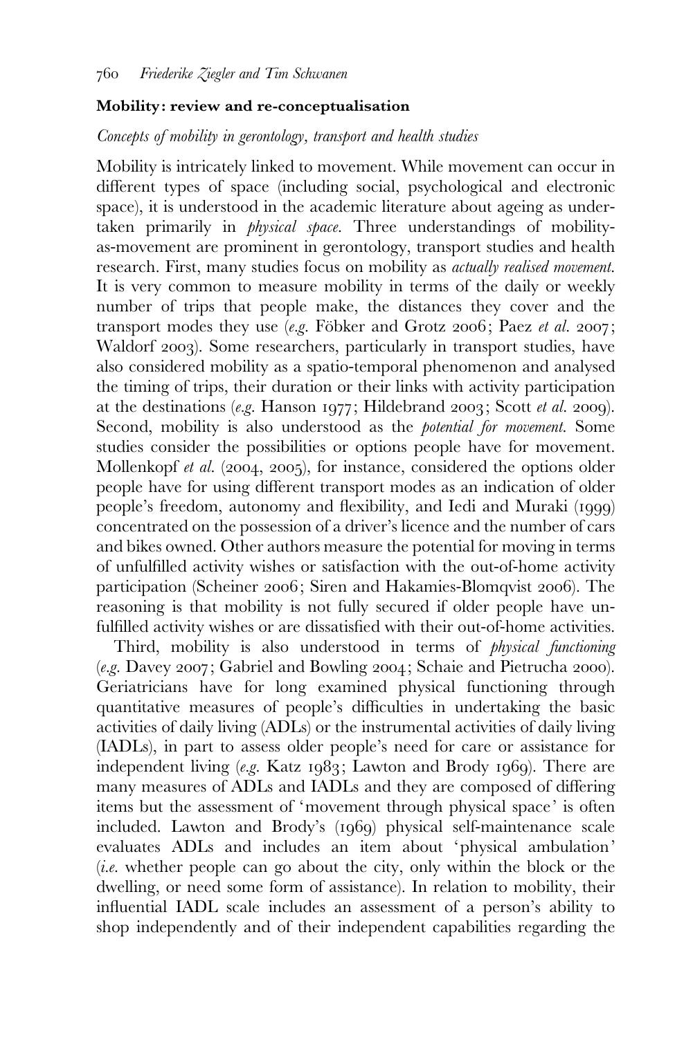### Mobility: review and re-conceptualisation

#### *Concepts of mobility in gerontology, transport and health studies*

Mobility is intricately linked to movement. While movement can occur in different types of space (including social, psychological and electronic space), it is understood in the academic literature about ageing as undertaken primarily in *physical space*. Three understandings of mobility-as-movement are prominent in gerontology, transport studies and health research. First, many studies focus on mobility as *actually realised movement*. It is very common to measure mobility in terms of the daily or weekly number of trips that people make, the distances they cover and the transport modes they use (*e.g.* Föbker and Grotz 2006; Paez *et al.* 2007; Waldorf 2003). Some researchers, particularly in transport studies, have also considered mobility as a spatio-temporal phenomenon and analysed the timing of trips, their duration or their links with activity participation at the destinations (*e.g.* Hanson 1977; Hildebrand 2003; Scott *et al.* 2009). Second, mobility is also understood as the *potential for movement*. Some studies consider the possibilities or options people have for movement. Mollenkopf *et al.* (2004, 2005), for instance, considered the options older people have for using different transport modes as an indication of older people's freedom, autonomy and flexibility, and Iedi and Muraki (1999) concentrated on the possession of a driver's licence and the number of cars and bikes owned. Other authors measure the potential for moving in terms of unfulfilled activity wishes or satisfaction with the out-of-home activity participation (Scheiner 2006; Siren and Hakamies-Blomqvist 2006). The reasoning is that mobility is not fully secured if older people have unfulfilled activity wishes or are dissatisfied with their out-of-home activities.

Third, mobility is also understood in terms of *physical functioning* (*e.g.* Davey 2007; Gabriel and Bowling 2004; Schaie and Pietrucha 2000). Geriatricians have for long examined physical functioning through quantitative measures of people's difficulties in undertaking the basic activities of daily living (ADLs) or the instrumental activities of daily living (IADLs), in part to assess older people's need for care or assistance for independent living (*e.g.* Katz 1983; Lawton and Brody 1969). There are many measures of ADLs and IADLs and they are composed of differing items but the assessment of 'movement through physical space' is often included. Lawton and Brody's (1969) physical self-maintenance scale evaluates ADLs and includes an item about 'physical ambulation' (*i.e.* whether people can go about the city, only within the block or the dwelling, or need some form of assistance). In relation to mobility, their influential IADL scale includes an assessment of a person's ability to shop independently and of their independent capabilities regarding the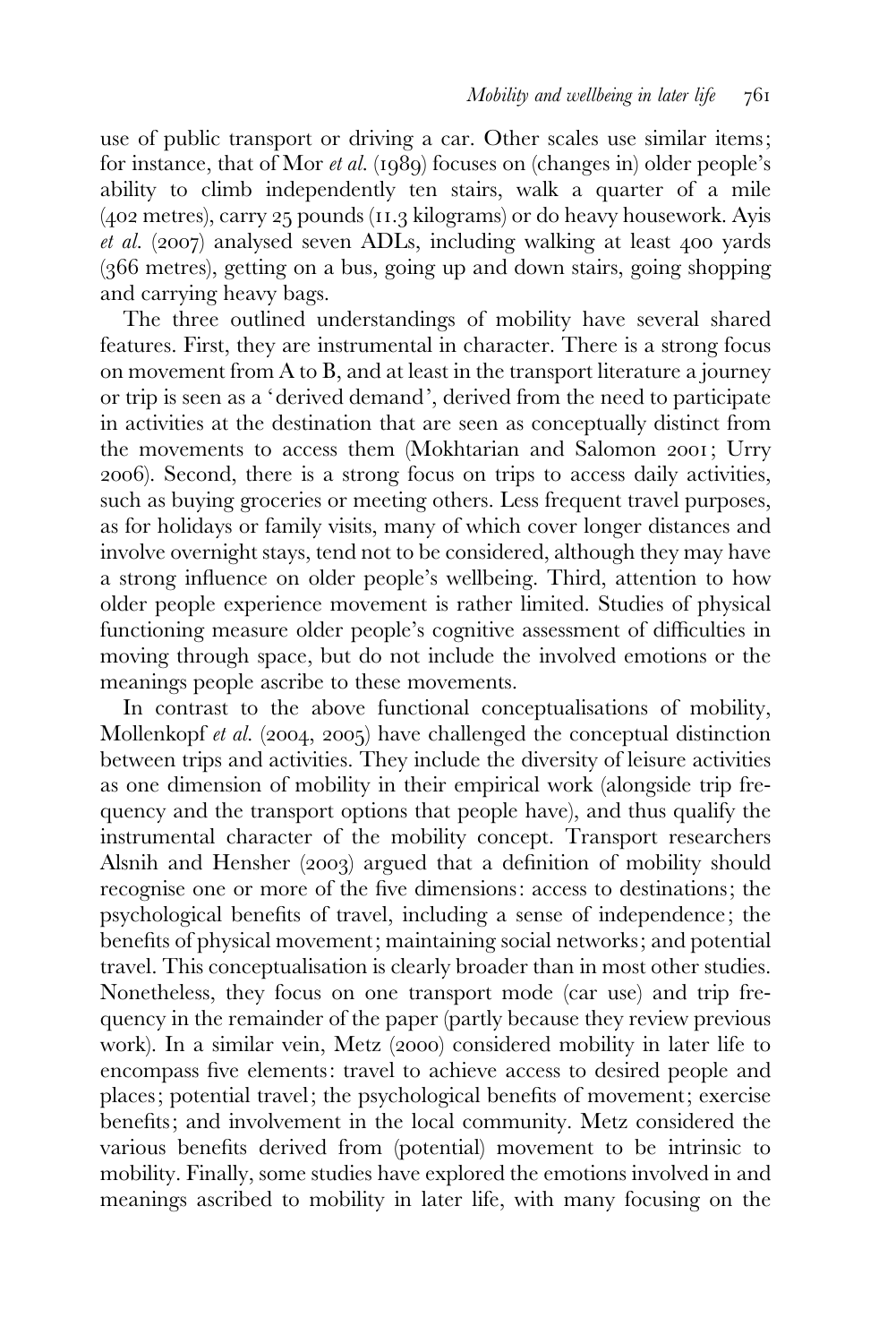use of public transport or driving a car. Other scales use similar items; for instance, that of Mor *et al.* (1989) focuses on (changes in) older people's ability to climb independently ten stairs, walk a quarter of a mile (402 metres), carry 25 pounds (11.3 kilograms) or do heavy housework. Ayis *et al.* (2007) analysed seven ADLs, including walking at least 400 yards (366 metres), getting on a bus, going up and down stairs, going shopping and carrying heavy bags.

The three outlined understandings of mobility have several shared features. First, they are instrumental in character. There is a strong focus on movement from A to B, and at least in the transport literature a journey or trip is seen as a 'derived demand', derived from the need to participate in activities at the destination that are seen as conceptually distinct from the movements to access them (Mokhtarian and Salomon 2001; Urry 2006). Second, there is a strong focus on trips to access daily activities, such as buying groceries or meeting others. Less frequent travel purposes, as for holidays or family visits, many of which cover longer distances and involve overnight stays, tend not to be considered, although they may have a strong influence on older people's wellbeing. Third, attention to how older people experience movement is rather limited. Studies of physical functioning measure older people's cognitive assessment of difficulties in moving through space, but do not include the involved emotions or the meanings people ascribe to these movements.

In contrast to the above functional conceptualisations of mobility, Mollenkopf *et al.* (2004, 2005) have challenged the conceptual distinction between trips and activities. They include the diversity of leisure activities as one dimension of mobility in their empirical work (alongside trip frequency and the transport options that people have), and thus qualify the instrumental character of the mobility concept. Transport researchers Alsnih and Hensher (2003) argued that a definition of mobility should recognise one or more of the five dimensions: access to destinations; the psychological benefits of travel, including a sense of independence; the benefits of physical movement; maintaining social networks; and potential travel. This conceptualisation is clearly broader than in most other studies. Nonetheless, they focus on one transport mode (car use) and trip frequency in the remainder of the paper (partly because they review previous work). In a similar vein, Metz (2000) considered mobility in later life to encompass five elements: travel to achieve access to desired people and places; potential travel; the psychological benefits of movement; exercise benefits; and involvement in the local community. Metz considered the various benefits derived from (potential) movement to be intrinsic to mobility. Finally, some studies have explored the emotions involved in and meanings ascribed to mobility in later life, with many focusing on the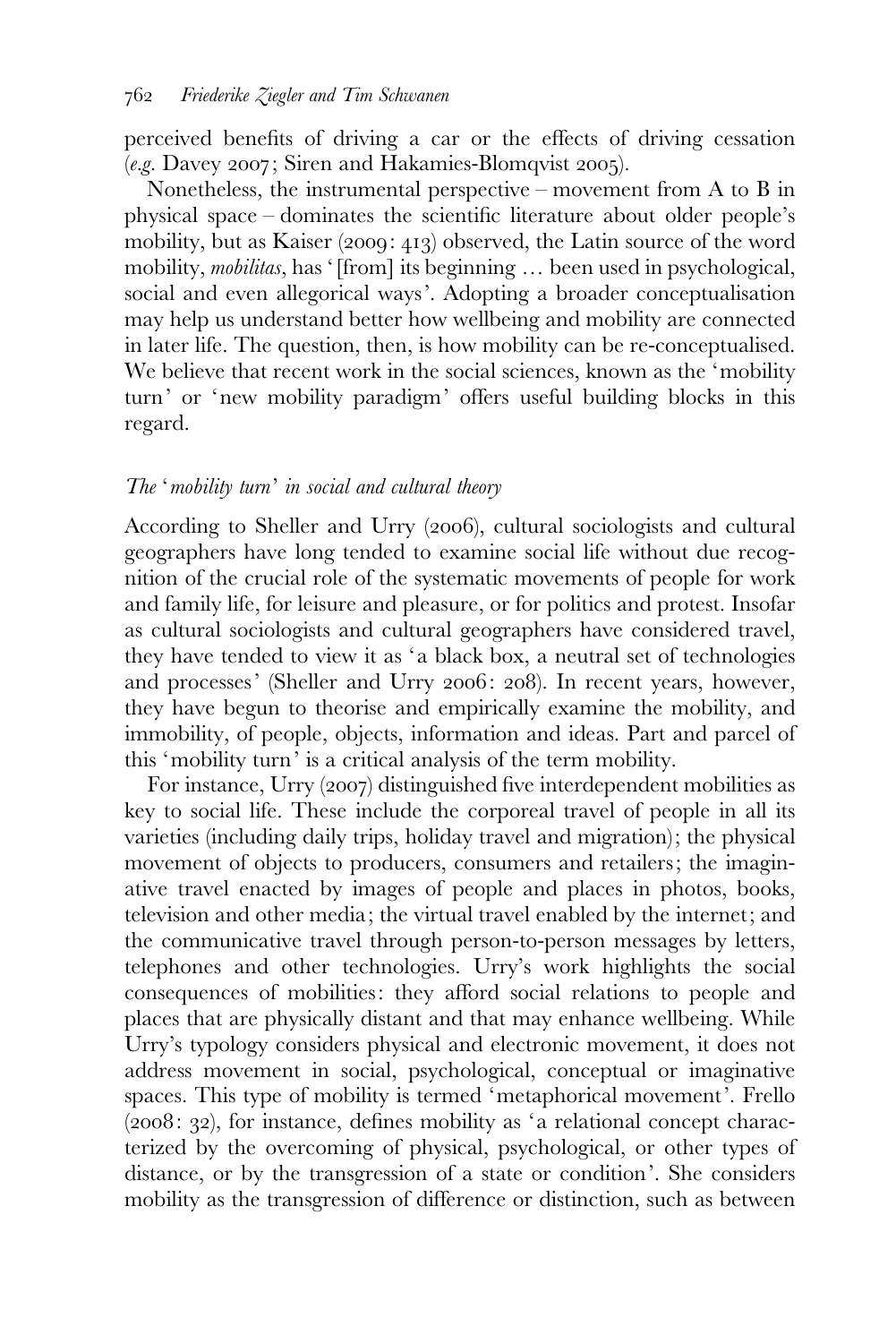perceived benefits of driving a car or the effects of driving cessation (*e.g.* Davey 2007; Siren and Hakamies-Blomqvist 2005).

Nonetheless, the instrumental perspective – movement from A to B in physical space – dominates the scientific literature about older people's mobility, but as Kaiser (2009: 413) observed, the Latin source of the word mobility, *mobilitas*, has '[from] its beginning … been used in psychological, social and even allegorical ways'. Adopting a broader conceptualisation may help us understand better how wellbeing and mobility are connected in later life. The question, then, is how mobility can be re-conceptualised. We believe that recent work in the social sciences, known as the 'mobility turn' or 'new mobility paradigm' offers useful building blocks in this regard.

### *The 'mobility turn' in social and cultural theory*

According to Sheller and Urry (2006), cultural sociologists and cultural geographers have long tended to examine social life without due recognition of the crucial role of the systematic movements of people for work and family life, for leisure and pleasure, or for politics and protest. Insofar as cultural sociologists and cultural geographers have considered travel, they have tended to view it as 'a black box, a neutral set of technologies and processes' (Sheller and Urry 2006: 208). In recent years, however, they have begun to theorise and empirically examine the mobility, and immobility, of people, objects, information and ideas. Part and parcel of this 'mobility turn' is a critical analysis of the term mobility.

For instance, Urry (2007) distinguished five interdependent mobilities as key to social life. These include the corporeal travel of people in all its varieties (including daily trips, holiday travel and migration); the physical movement of objects to producers, consumers and retailers; the imaginative travel enacted by images of people and places in photos, books, television and other media; the virtual travel enabled by the internet; and the communicative travel through person-to-person messages by letters, telephones and other technologies. Urry's work highlights the social consequences of mobilities: they afford social relations to people and places that are physically distant and that may enhance wellbeing. While Urry's typology considers physical and electronic movement, it does not address movement in social, psychological, conceptual or imaginative spaces. This type of mobility is termed 'metaphorical movement'. Frello (2008: 32), for instance, defines mobility as 'a relational concept characterized by the overcoming of physical, psychological, or other types of distance, or by the transgression of a state or condition'. She considers mobility as the transgression of difference or distinction, such as between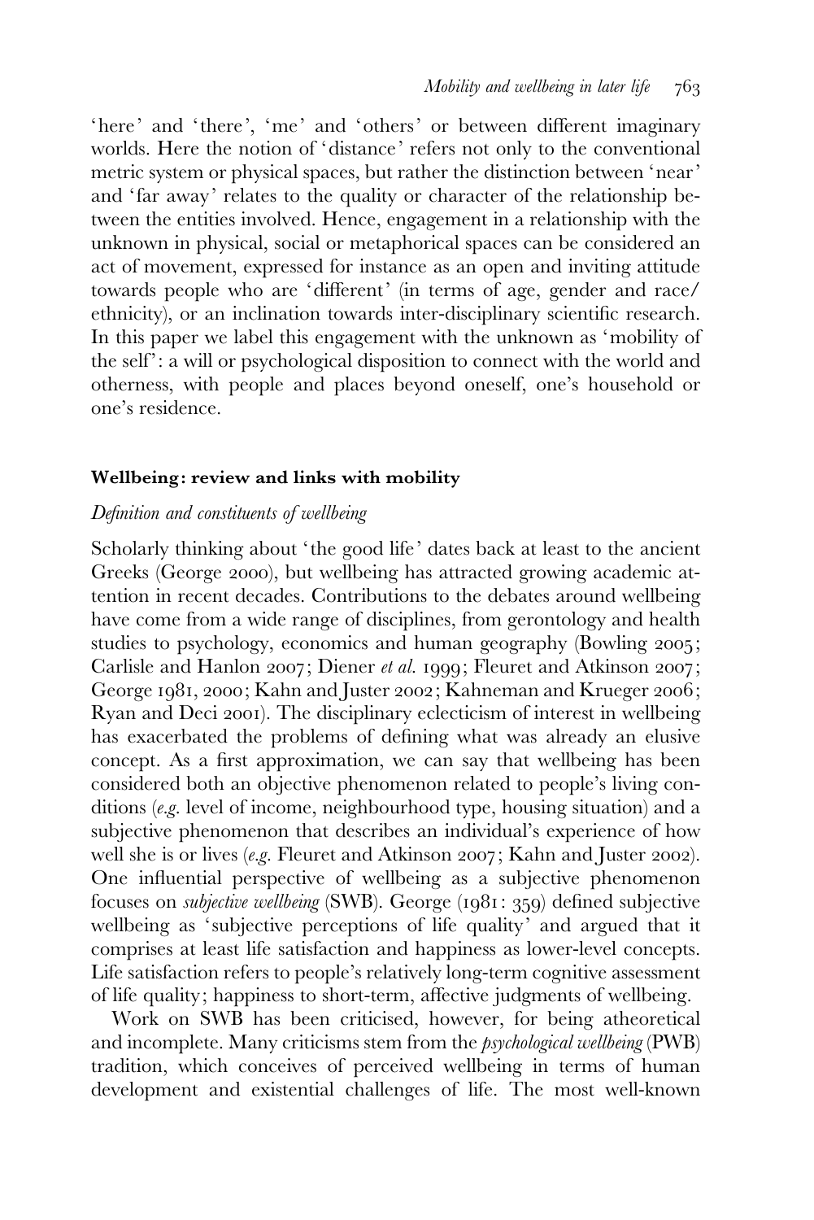'here' and 'there', 'me' and 'others' or between different imaginary worlds. Here the notion of 'distance' refers not only to the conventional metric system or physical spaces, but rather the distinction between 'near' and 'far away' relates to the quality or character of the relationship between the entities involved. Hence, engagement in a relationship with the unknown in physical, social or metaphorical spaces can be considered an act of movement, expressed for instance as an open and inviting attitude towards people who are 'different' (in terms of age, gender and race/ethnicity), or an inclination towards inter-disciplinary scientific research. In this paper we label this engagement with the unknown as 'mobility of the self': a will or psychological disposition to connect with the world and otherness, with people and places beyond oneself, one's household or one's residence.

## Wellbeing: review and links with mobility

### *Definition and constituents of wellbeing*

Scholarly thinking about 'the good life' dates back at least to the ancient Greeks (George 2000), but wellbeing has attracted growing academic attention in recent decades. Contributions to the debates around wellbeing have come from a wide range of disciplines, from gerontology and health studies to psychology, economics and human geography (Bowling 2005; Carlisle and Hanlon 2007; Diener *et al.* 1999; Fleuret and Atkinson 2007; George 1981, 2000; Kahn and Juster 2002; Kahneman and Krueger 2006; Ryan and Deci 2001). The disciplinary eclecticism of interest in wellbeing has exacerbated the problems of defining what was already an elusive concept. As a first approximation, we can say that wellbeing has been considered both an objective phenomenon related to people's living conditions (*e.g.* level of income, neighbourhood type, housing situation) and a subjective phenomenon that describes an individual's experience of how well she is or lives (*e.g.* Fleuret and Atkinson 2007; Kahn and Juster 2002). One influential perspective of wellbeing as a subjective phenomenon focuses on *subjective wellbeing* (SWB). George (1981: 359) defined subjective wellbeing as 'subjective perceptions of life quality' and argued that it comprises at least life satisfaction and happiness as lower-level concepts. Life satisfaction refers to people's relatively long-term cognitive assessment of life quality; happiness to short-term, affective judgments of wellbeing.

Work on SWB has been criticised, however, for being atheoretical and incomplete. Many criticisms stem from the *psychological wellbeing* (PWB) tradition, which conceives of perceived wellbeing in terms of human development and existential challenges of life. The most well-known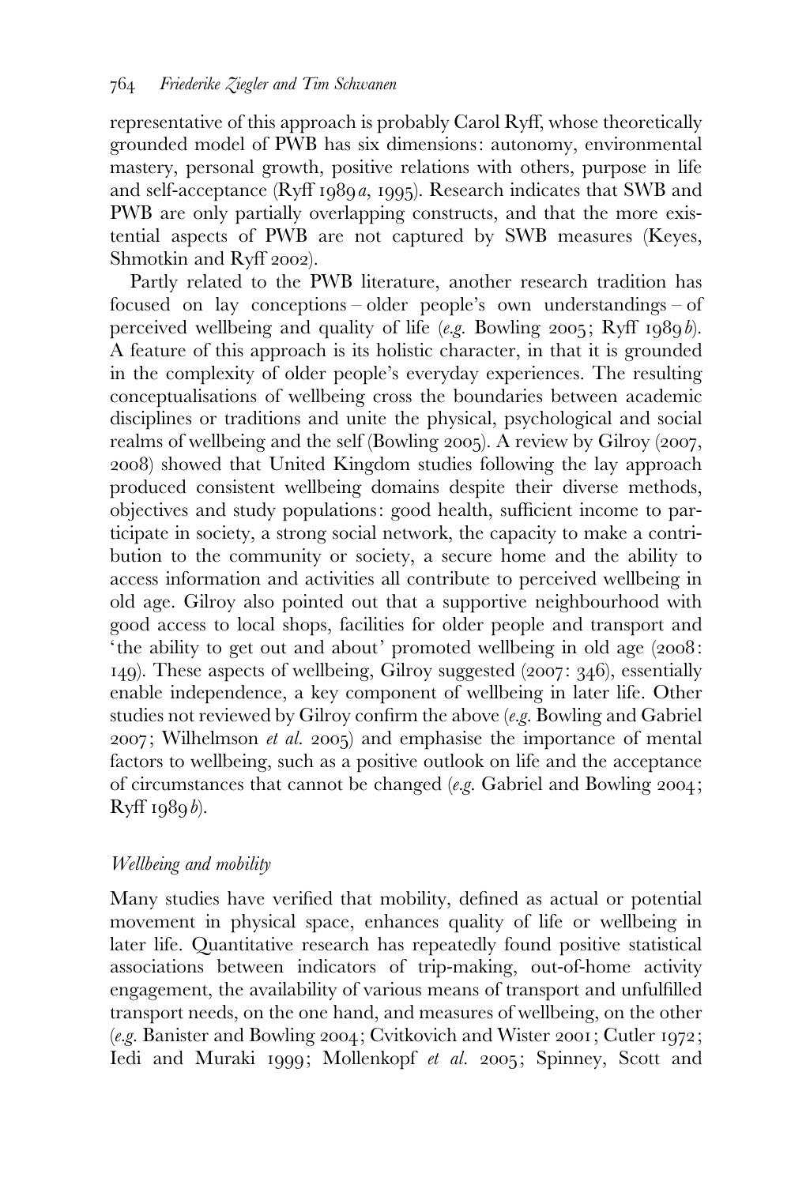representative of this approach is probably Carol Ryff, whose theoretically grounded model of PWB has six dimensions: autonomy, environmental mastery, personal growth, positive relations with others, purpose in life and self-acceptance (Ryff 1989*a*, 1995). Research indicates that SWB and PWB are only partially overlapping constructs, and that the more existential aspects of PWB are not captured by SWB measures (Keyes, Shmotkin and Ryff 2002).

Partly related to the PWB literature, another research tradition has focused on lay conceptions – older people's own understandings – of perceived wellbeing and quality of life (*e.g.* Bowling 2005; Ryff 1989*b*). A feature of this approach is its holistic character, in that it is grounded in the complexity of older people's everyday experiences. The resulting conceptualisations of wellbeing cross the boundaries between academic disciplines or traditions and unite the physical, psychological and social realms of wellbeing and the self (Bowling 2005). A review by Gilroy (2007, 2008) showed that United Kingdom studies following the lay approach produced consistent wellbeing domains despite their diverse methods, objectives and study populations: good health, sufficient income to participate in society, a strong social network, the capacity to make a contribution to the community or society, a secure home and the ability to access information and activities all contribute to perceived wellbeing in old age. Gilroy also pointed out that a supportive neighbourhood with good access to local shops, facilities for older people and transport and 'the ability to get out and about' promoted wellbeing in old age (2008: 149). These aspects of wellbeing, Gilroy suggested (2007: 346), essentially enable independence, a key component of wellbeing in later life. Other studies not reviewed by Gilroy confirm the above (*e.g.* Bowling and Gabriel 2007; Wilhelmson *et al.* 2005) and emphasise the importance of mental factors to wellbeing, such as a positive outlook on life and the acceptance of circumstances that cannot be changed (*e.g.* Gabriel and Bowling 2004; Ryff 1989*b*).

### *Wellbeing and mobility*

Many studies have verified that mobility, defined as actual or potential movement in physical space, enhances quality of life or wellbeing in later life. Quantitative research has repeatedly found positive statistical associations between indicators of trip-making, out-of-home activity engagement, the availability of various means of transport and unfulfilled transport needs, on the one hand, and measures of wellbeing, on the other (*e.g.* Banister and Bowling 2004; Cvitkovich and Wister 2001; Cutler 1972; Iedi and Muraki 1999; Mollenkopf *et al.* 2005; Spinney, Scott and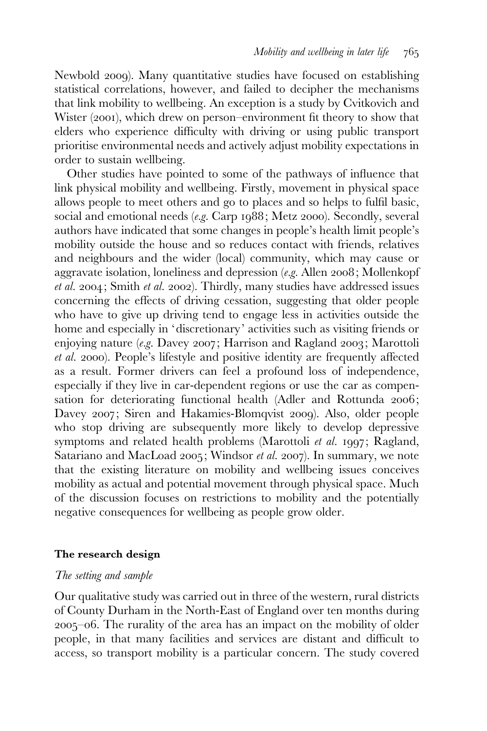Newbold 2009). Many quantitative studies have focused on establishing statistical correlations, however, and failed to decipher the mechanisms that link mobility to wellbeing. An exception is a study by Cvitkovich and Wister (2001), which drew on person–environment fit theory to show that elders who experience difficulty with driving or using public transport prioritise environmental needs and actively adjust mobility expectations in order to sustain wellbeing.

Other studies have pointed to some of the pathways of influence that link physical mobility and wellbeing. Firstly, movement in physical space allows people to meet others and go to places and so helps to fulfil basic, social and emotional needs (*e.g.* Carp 1988; Metz 2000). Secondly, several authors have indicated that some changes in people's health limit people's mobility outside the house and so reduces contact with friends, relatives and neighbours and the wider (local) community, which may cause or aggravate isolation, loneliness and depression (*e.g.* Allen 2008; Mollenkopf *et al.* 2004; Smith *et al.* 2002). Thirdly, many studies have addressed issues concerning the effects of driving cessation, suggesting that older people who have to give up driving tend to engage less in activities outside the home and especially in 'discretionary' activities such as visiting friends or enjoying nature (*e.g.* Davey 2007; Harrison and Ragland 2003; Marottoli *et al.* 2000). People's lifestyle and positive identity are frequently affected as a result. Former drivers can feel a profound loss of independence, especially if they live in car-dependent regions or use the car as compensation for deteriorating functional health (Adler and Rottunda 2006; Davey 2007; Siren and Hakamies-Blomqvist 2009). Also, older people who stop driving are subsequently more likely to develop depressive symptoms and related health problems (Marottoli *et al.* 1997; Ragland, Satariano and MacLoad 2005; Windsor *et al.* 2007). In summary, we note that the existing literature on mobility and wellbeing issues conceives mobility as actual and potential movement through physical space. Much of the discussion focuses on restrictions to mobility and the potentially negative consequences for wellbeing as people grow older.

## The research design

### *The setting and sample*

Our qualitative study was carried out in three of the western, rural districts of County Durham in the North-East of England over ten months during 2005–06. The rurality of the area has an impact on the mobility of older people, in that many facilities and services are distant and difficult to access, so transport mobility is a particular concern. The study covered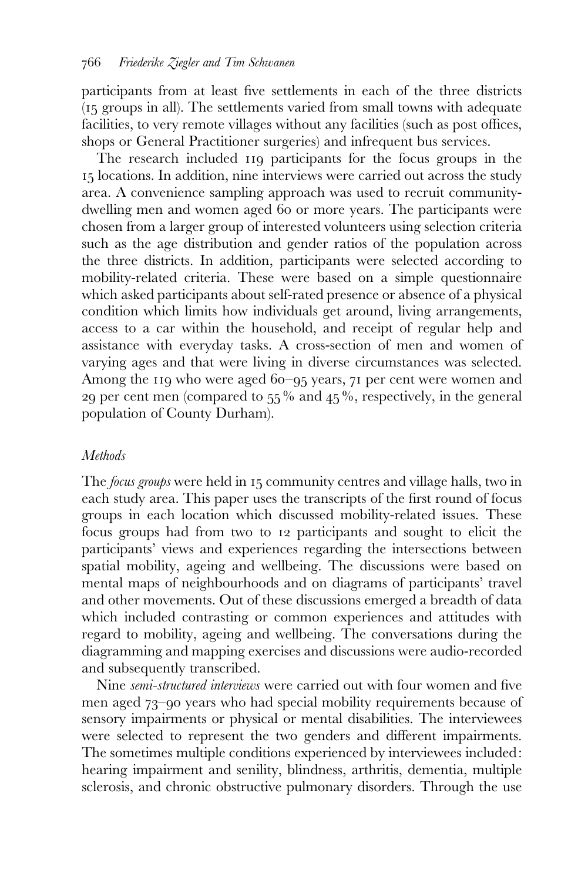participants from at least five settlements in each of the three districts (15 groups in all). The settlements varied from small towns with adequate facilities, to very remote villages without any facilities (such as post offices, shops or General Practitioner surgeries) and infrequent bus services.

The research included 119 participants for the focus groups in the 15 locations. In addition, nine interviews were carried out across the study area. A convenience sampling approach was used to recruit community-dwelling men and women aged 60 or more years. The participants were chosen from a larger group of interested volunteers using selection criteria such as the age distribution and gender ratios of the population across the three districts. In addition, participants were selected according to mobility-related criteria. These were based on a simple questionnaire which asked participants about self-rated presence or absence of a physical condition which limits how individuals get around, living arrangements, access to a car within the household, and receipt of regular help and assistance with everyday tasks. A cross-section of men and women of varying ages and that were living in diverse circumstances was selected. Among the 119 who were aged 60–95 years, 71 per cent were women and 29 per cent men (compared to 55 % and 45 %, respectively, in the general population of County Durham).

### *Methods*

The *focus groups* were held in 15 community centres and village halls, two in each study area. This paper uses the transcripts of the first round of focus groups in each location which discussed mobility-related issues. These focus groups had from two to 12 participants and sought to elicit the participants' views and experiences regarding the intersections between spatial mobility, ageing and wellbeing. The discussions were based on mental maps of neighbourhoods and on diagrams of participants' travel and other movements. Out of these discussions emerged a breadth of data which included contrasting or common experiences and attitudes with regard to mobility, ageing and wellbeing. The conversations during the diagramming and mapping exercises and discussions were audio-recorded and subsequently transcribed.

Nine *semi-structured interviews* were carried out with four women and five men aged 73–90 years who had special mobility requirements because of sensory impairments or physical or mental disabilities. The interviewees were selected to represent the two genders and different impairments. The sometimes multiple conditions experienced by interviewees included: hearing impairment and senility, blindness, arthritis, dementia, multiple sclerosis, and chronic obstructive pulmonary disorders. Through the use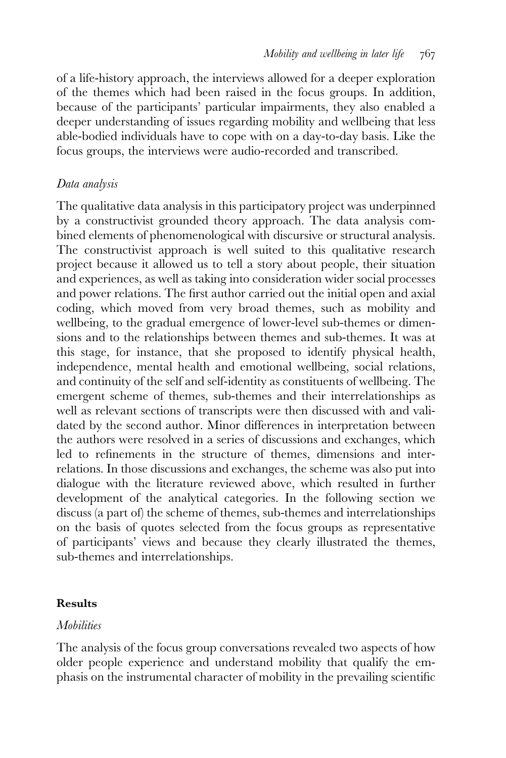of a life-history approach, the interviews allowed for a deeper exploration of the themes which had been raised in the focus groups. In addition, because of the participants' particular impairments, they also enabled a deeper understanding of issues regarding mobility and wellbeing that less able-bodied individuals have to cope with on a day-to-day basis. Like the focus groups, the interviews were audio-recorded and transcribed.

### *Data analysis*

The qualitative data analysis in this participatory project was underpinned by a constructivist grounded theory approach. The data analysis combined elements of phenomenological with discursive or structural analysis. The constructivist approach is well suited to this qualitative research project because it allowed us to tell a story about people, their situation and experiences, as well as taking into consideration wider social processes and power relations. The first author carried out the initial open and axial coding, which moved from very broad themes, such as mobility and wellbeing, to the gradual emergence of lower-level sub-themes or dimensions and to the relationships between themes and sub-themes. It was at this stage, for instance, that she proposed to identify physical health, independence, mental health and emotional wellbeing, social relations, and continuity of the self and self-identity as constituents of wellbeing. The emergent scheme of themes, sub-themes and their interrelationships as well as relevant sections of transcripts were then discussed with and validated by the second author. Minor differences in interpretation between the authors were resolved in a series of discussions and exchanges, which led to refinements in the structure of themes, dimensions and interrelations. In those discussions and exchanges, the scheme was also put into dialogue with the literature reviewed above, which resulted in further development of the analytical categories. In the following section we discuss (a part of) the scheme of themes, sub-themes and interrelationships on the basis of quotes selected from the focus groups as representative of participants' views and because they clearly illustrated the themes, sub-themes and interrelationships.

## **Results**

### *Mobilities*

The analysis of the focus group conversations revealed two aspects of how older people experience and understand mobility that qualify the emphasis on the instrumental character of mobility in the prevailing scientific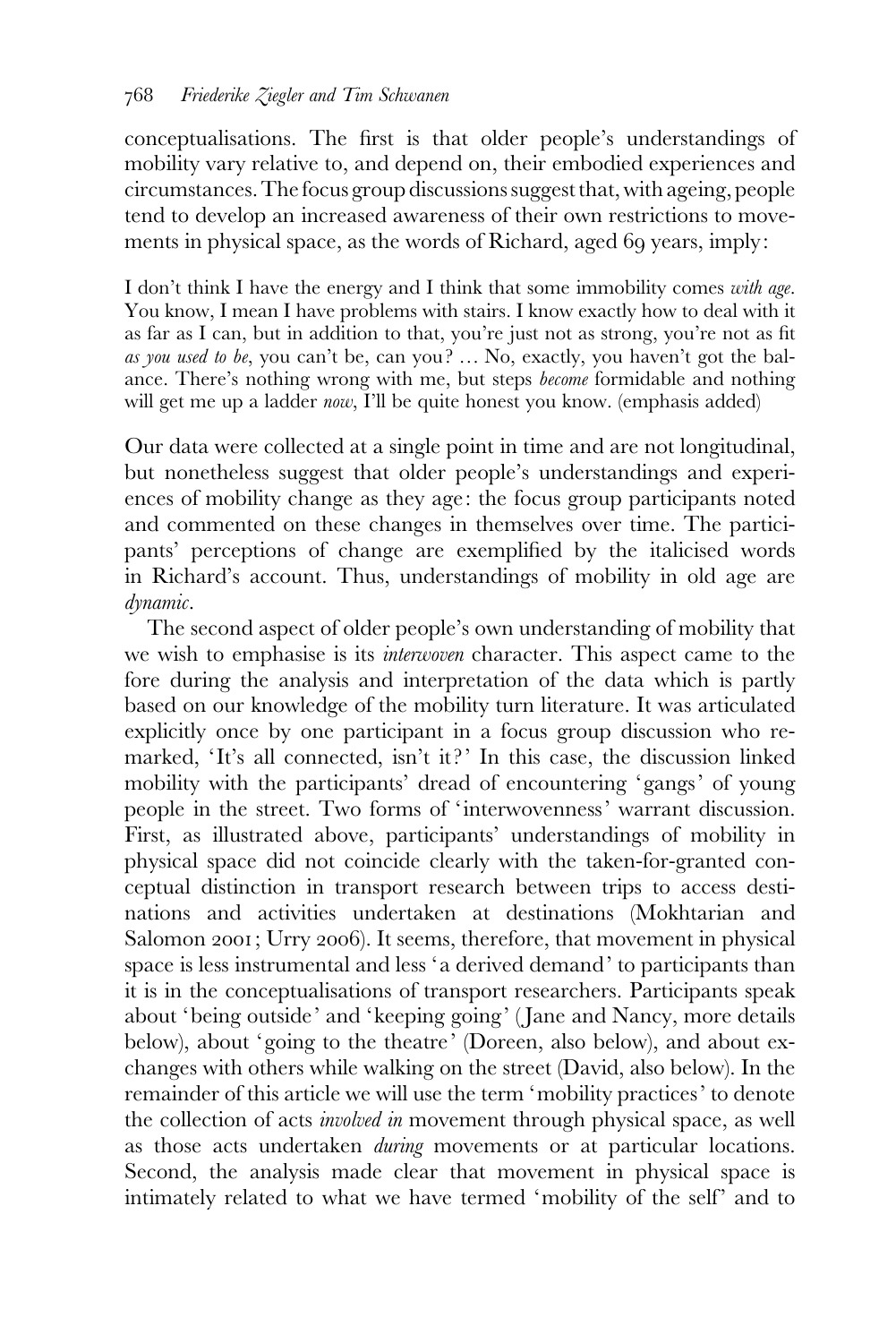conceptualisations. The first is that older people's understandings of mobility vary relative to, and depend on, their embodied experiences and circumstances. The focus group discussions suggest that, with ageing, people tend to develop an increased awareness of their own restrictions to movements in physical space, as the words of Richard, aged 69 years, imply:

> I don't think I have the energy and I think that some immobility comes *with age*. You know, I mean I have problems with stairs. I know exactly how to deal with it as far as I can, but in addition to that, you're just not as strong, you're not as fit *as you used to be*, you can't be, can you? … No, exactly, you haven't got the balance. There's nothing wrong with me, but steps *become* formidable and nothing will get me up a ladder *now*, I'll be quite honest you know. (emphasis added)

Our data were collected at a single point in time and are not longitudinal, but nonetheless suggest that older people's understandings and experiences of mobility change as they age: the focus group participants noted and commented on these changes in themselves over time. The participants' perceptions of change are exemplified by the italicised words in Richard's account. Thus, understandings of mobility in old age are *dynamic*.

The second aspect of older people's own understanding of mobility that we wish to emphasise is its *interwoven* character. This aspect came to the fore during the analysis and interpretation of the data which is partly based on our knowledge of the mobility turn literature. It was articulated explicitly once by one participant in a focus group discussion who remarked, 'It's all connected, isn't it?' In this case, the discussion linked mobility with the participants' dread of encountering 'gangs' of young people in the street. Two forms of 'interwovenness' warrant discussion. First, as illustrated above, participants' understandings of mobility in physical space did not coincide clearly with the taken-for-granted conceptual distinction in transport research between trips to access destinations and activities undertaken at destinations (Mokhtarian and Salomon 2001; Urry 2006). It seems, therefore, that movement in physical space is less instrumental and less 'a derived demand' to participants than it is in the conceptualisations of transport researchers. Participants speak about 'being outside' and 'keeping going' (Jane and Nancy, more details below), about 'going to the theatre' (Doreen, also below), and about exchanges with others while walking on the street (David, also below). In the remainder of this article we will use the term 'mobility practices' to denote the collection of acts *involved in* movement through physical space, as well as those acts undertaken *during* movements or at particular locations. Second, the analysis made clear that movement in physical space is intimately related to what we have termed 'mobility of the self' and to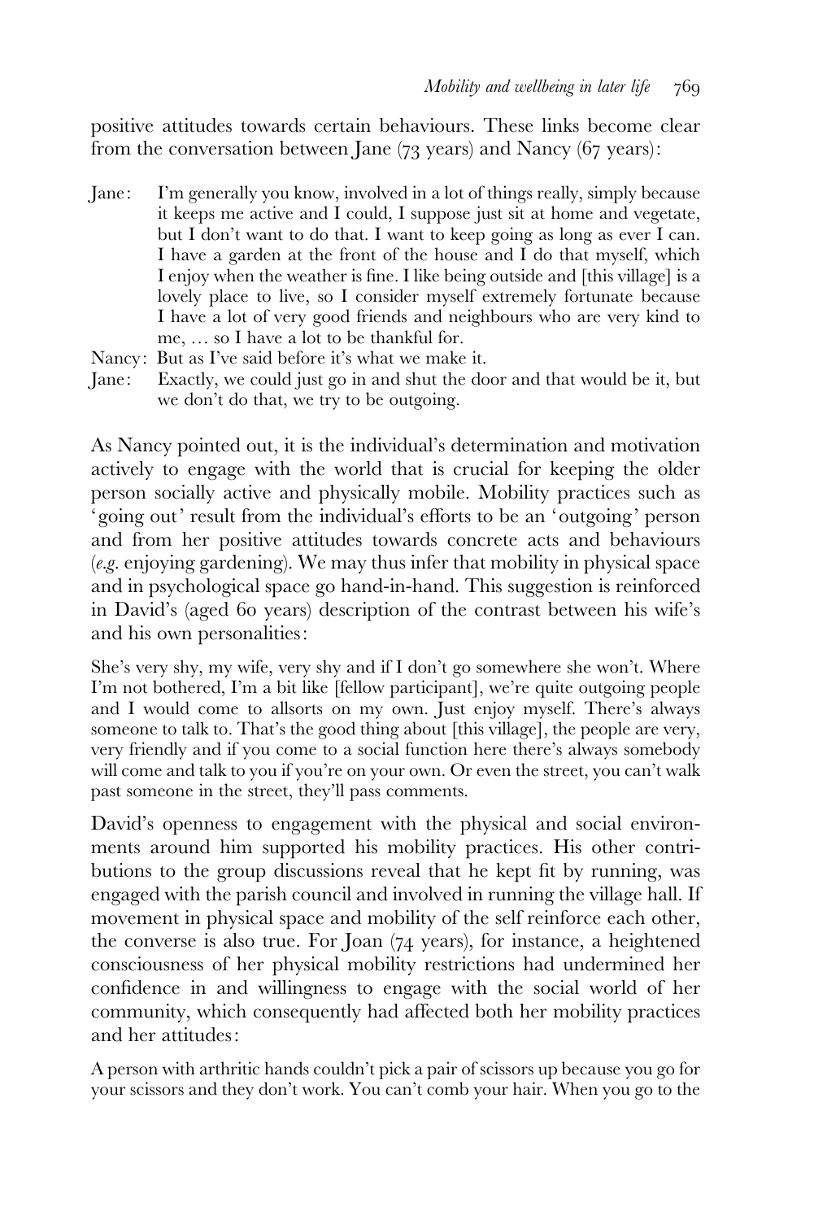positive attitudes towards certain behaviours. These links become clear from the conversation between Jane (73 years) and Nancy (67 years):

Jane: I'm generally you know, involved in a lot of things really, simply because it keeps me active and I could, I suppose just sit at home and vegetate, but I don't want to do that. I want to keep going as long as ever I can. I have a garden at the front of the house and I do that myself, which I enjoy when the weather is fine. I like being outside and [this village] is a lovely place to live, so I consider myself extremely fortunate because I have a lot of very good friends and neighbours who are very kind to me, … so I have a lot to be thankful for.

Nancy: But as I've said before it's what we make it.

Jane: Exactly, we could just go in and shut the door and that would be it, but we don't do that, we try to be outgoing.

As Nancy pointed out, it is the individual's determination and motivation actively to engage with the world that is crucial for keeping the older person socially active and physically mobile. Mobility practices such as 'going out' result from the individual's efforts to be an 'outgoing' person and from her positive attitudes towards concrete acts and behaviours (*e.g.* enjoying gardening). We may thus infer that mobility in physical space and in psychological space go hand-in-hand. This suggestion is reinforced in David's (aged 60 years) description of the contrast between his wife's and his own personalities:

> She's very shy, my wife, very shy and if I don't go somewhere she won't. Where I'm not bothered, I'm a bit like [fellow participant], we're quite outgoing people and I would come to allsorts on my own. Just enjoy myself. There's always someone to talk to. That's the good thing about [this village], the people are very, very friendly and if you come to a social function here there's always somebody will come and talk to you if you're on your own. Or even the street, you can't walk past someone in the street, they'll pass comments.

David's openness to engagement with the physical and social environments around him supported his mobility practices. His other contributions to the group discussions reveal that he kept fit by running, was engaged with the parish council and involved in running the village hall. If movement in physical space and mobility of the self reinforce each other, the converse is also true. For Joan (74 years), for instance, a heightened consciousness of her physical mobility restrictions had undermined her confidence in and willingness to engage with the social world of her community, which consequently had affected both her mobility practices and her attitudes:

> A person with arthritic hands couldn't pick a pair of scissors up because you go for your scissors and they don't work. You can't comb your hair. When you go to the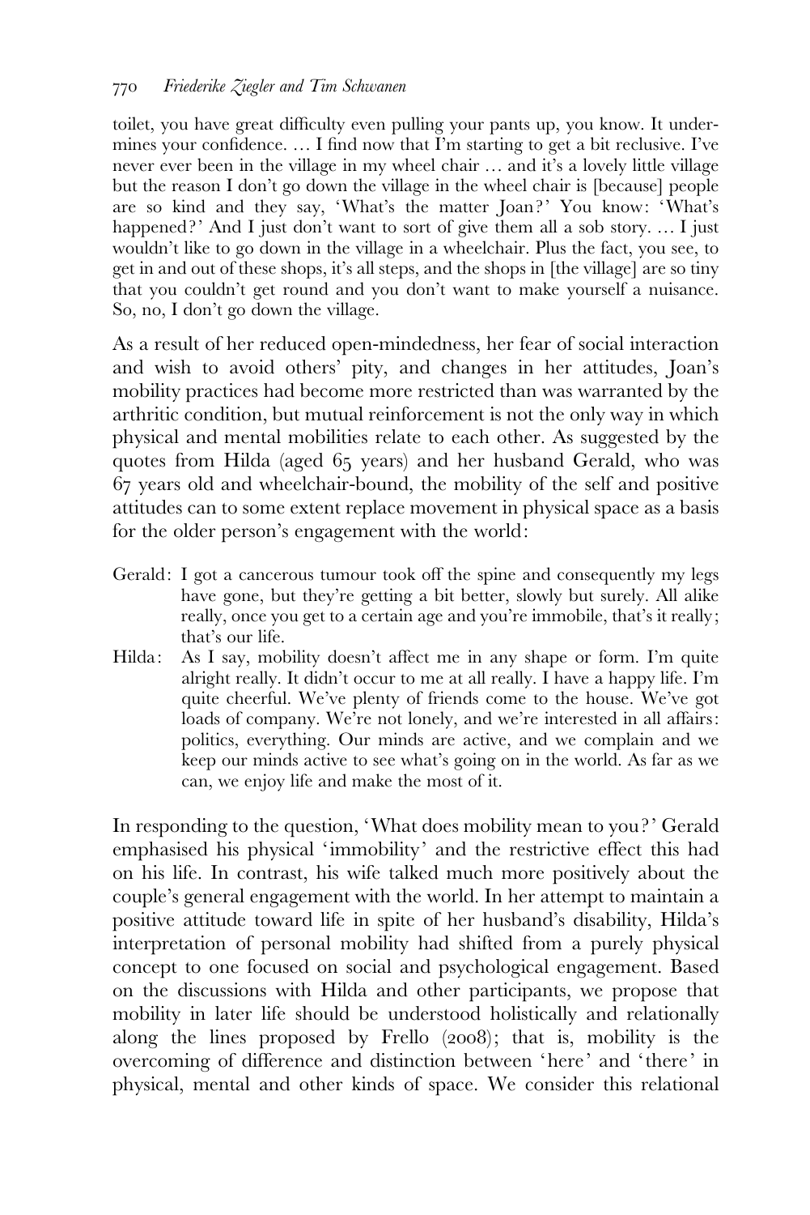toilet, you have great difficulty even pulling your pants up, you know. It undermines your confidence. … I find now that I'm starting to get a bit reclusive. I've never ever been in the village in my wheel chair … and it's a lovely little village but the reason I don't go down the village in the wheel chair is [because] people are so kind and they say, 'What's the matter Joan?' You know: 'What's happened?' And I just don't want to sort of give them all a sob story. … I just wouldn't like to go down in the village in a wheelchair. Plus the fact, you see, to get in and out of these shops, it's all steps, and the shops in [the village] are so tiny that you couldn't get round and you don't want to make yourself a nuisance. So, no, I don't go down the village.

As a result of her reduced open-mindedness, her fear of social interaction and wish to avoid others' pity, and changes in her attitudes, Joan's mobility practices had become more restricted than was warranted by the arthritic condition, but mutual reinforcement is not the only way in which physical and mental mobilities relate to each other. As suggested by the quotes from Hilda (aged 65 years) and her husband Gerald, who was 67 years old and wheelchair-bound, the mobility of the self and positive attitudes can to some extent replace movement in physical space as a basis for the older person's engagement with the world:

- Gerald: I got a cancerous tumour took off the spine and consequently my legs have gone, but they're getting a bit better, slowly but surely. All alike really, once you get to a certain age and you're immobile, that's it really; that's our life.
- Hilda: As I say, mobility doesn't affect me in any shape or form. I'm quite alright really. It didn't occur to me at all really. I have a happy life. I'm quite cheerful. We've plenty of friends come to the house. We've got loads of company. We're not lonely, and we're interested in all affairs: politics, everything. Our minds are active, and we complain and we keep our minds active to see what's going on in the world. As far as we can, we enjoy life and make the most of it.

In responding to the question, 'What does mobility mean to you?' Gerald emphasised his physical 'immobility' and the restrictive effect this had on his life. In contrast, his wife talked much more positively about the couple's general engagement with the world. In her attempt to maintain a positive attitude toward life in spite of her husband's disability, Hilda's interpretation of personal mobility had shifted from a purely physical concept to one focused on social and psychological engagement. Based on the discussions with Hilda and other participants, we propose that mobility in later life should be understood holistically and relationally along the lines proposed by Frello (2008); that is, mobility is the overcoming of difference and distinction between 'here' and 'there' in physical, mental and other kinds of space. We consider this relational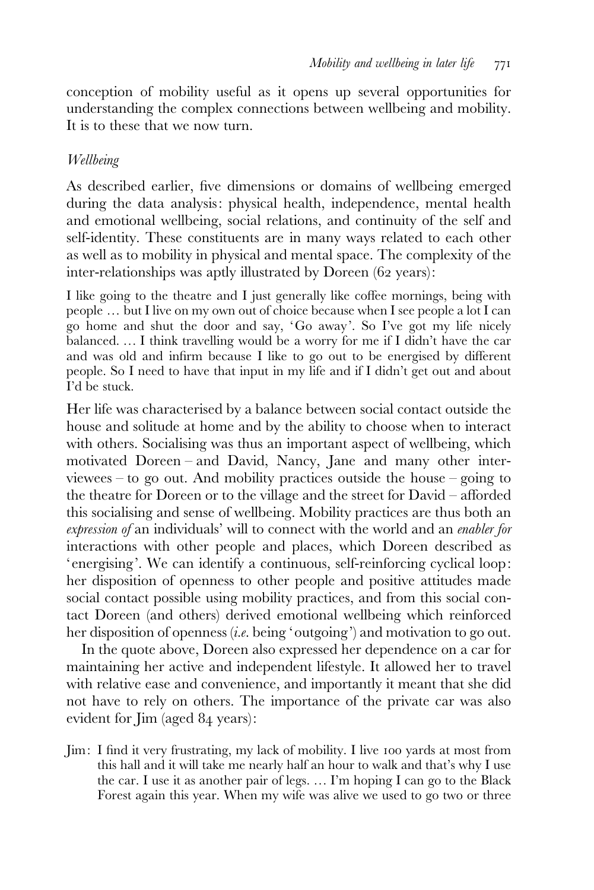conception of mobility useful as it opens up several opportunities for understanding the complex connections between wellbeing and mobility. It is to these that we now turn.

### *Wellbeing*

As described earlier, five dimensions or domains of wellbeing emerged during the data analysis: physical health, independence, mental health and emotional wellbeing, social relations, and continuity of the self and self-identity. These constituents are in many ways related to each other as well as to mobility in physical and mental space. The complexity of the inter-relationships was aptly illustrated by Doreen (62 years):

> I like going to the theatre and I just generally like coffee mornings, being with people … but I live on my own out of choice because when I see people a lot I can go home and shut the door and say, 'Go away'. So I've got my life nicely balanced. … I think travelling would be a worry for me if I didn't have the car and was old and infirm because I like to go out to be energised by different people. So I need to have that input in my life and if I didn't get out and about I'd be stuck.

Her life was characterised by a balance between social contact outside the house and solitude at home and by the ability to choose when to interact with others. Socialising was thus an important aspect of wellbeing, which motivated Doreen – and David, Nancy, Jane and many other interviewees – to go out. And mobility practices outside the house – going to the theatre for Doreen or to the village and the street for David – afforded this socialising and sense of wellbeing. Mobility practices are thus both an *expression of* an individuals' will to connect with the world and an *enabler for* interactions with other people and places, which Doreen described as 'energising'. We can identify a continuous, self-reinforcing cyclical loop: her disposition of openness to other people and positive attitudes made social contact possible using mobility practices, and from this social contact Doreen (and others) derived emotional wellbeing which reinforced her disposition of openness (*i.e.* being 'outgoing') and motivation to go out.

In the quote above, Doreen also expressed her dependence on a car for maintaining her active and independent lifestyle. It allowed her to travel with relative ease and convenience, and importantly it meant that she did not have to rely on others. The importance of the private car was also evident for Jim (aged 84 years):

> Jim: I find it very frustrating, my lack of mobility. I live 100 yards at most from this hall and it will take me nearly half an hour to walk and that's why I use the car. I use it as another pair of legs. … I'm hoping I can go to the Black Forest again this year. When my wife was alive we used to go two or three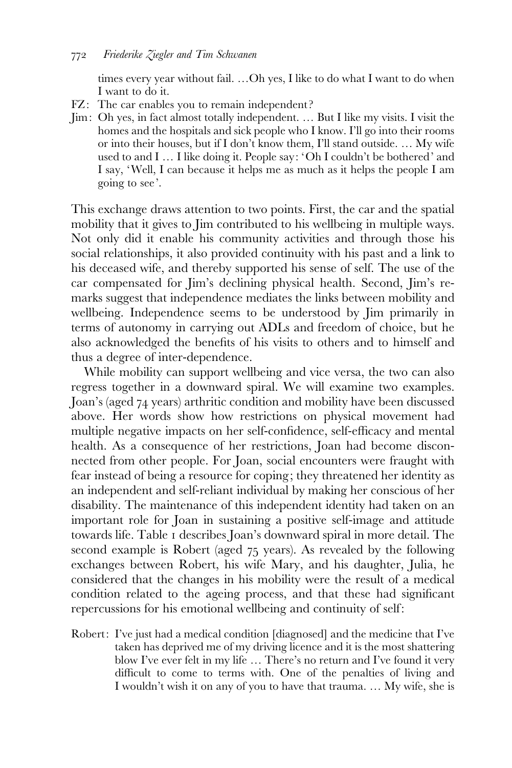times every year without fail. …Oh yes, I like to do what I want to do when I want to do it.

FZ: The car enables you to remain independent?

Jim: Oh yes, in fact almost totally independent. … But I like my visits. I visit the homes and the hospitals and sick people who I know. I'll go into their rooms or into their houses, but if I don't know them, I'll stand outside. … My wife used to and I … I like doing it. People say: 'Oh I couldn't be bothered' and I say, 'Well, I can because it helps me as much as it helps the people I am going to see'.

This exchange draws attention to two points. First, the car and the spatial mobility that it gives to Jim contributed to his wellbeing in multiple ways. Not only did it enable his community activities and through those his social relationships, it also provided continuity with his past and a link to his deceased wife, and thereby supported his sense of self. The use of the car compensated for Jim's declining physical health. Second, Jim's remarks suggest that independence mediates the links between mobility and wellbeing. Independence seems to be understood by Jim primarily in terms of autonomy in carrying out ADLs and freedom of choice, but he also acknowledged the benefits of his visits to others and to himself and thus a degree of inter-dependence.

While mobility can support wellbeing and vice versa, the two can also regress together in a downward spiral. We will examine two examples. Joan's (aged 74 years) arthritic condition and mobility have been discussed above. Her words show how restrictions on physical movement had multiple negative impacts on her self-confidence, self-efficacy and mental health. As a consequence of her restrictions, Joan had become disconnected from other people. For Joan, social encounters were fraught with fear instead of being a resource for coping; they threatened her identity as an independent and self-reliant individual by making her conscious of her disability. The maintenance of this independent identity had taken on an important role for Joan in sustaining a positive self-image and attitude towards life. Table 1 describes Joan's downward spiral in more detail. The second example is Robert (aged 75 years). As revealed by the following exchanges between Robert, his wife Mary, and his daughter, Julia, he considered that the changes in his mobility were the result of a medical condition related to the ageing process, and that these had significant repercussions for his emotional wellbeing and continuity of self:

Robert: I've just had a medical condition [diagnosed] and the medicine that I've taken has deprived me of my driving licence and it is the most shattering blow I've ever felt in my life … There's no return and I've found it very difficult to come to terms with. One of the penalties of living and I wouldn't wish it on any of you to have that trauma. … My wife, she is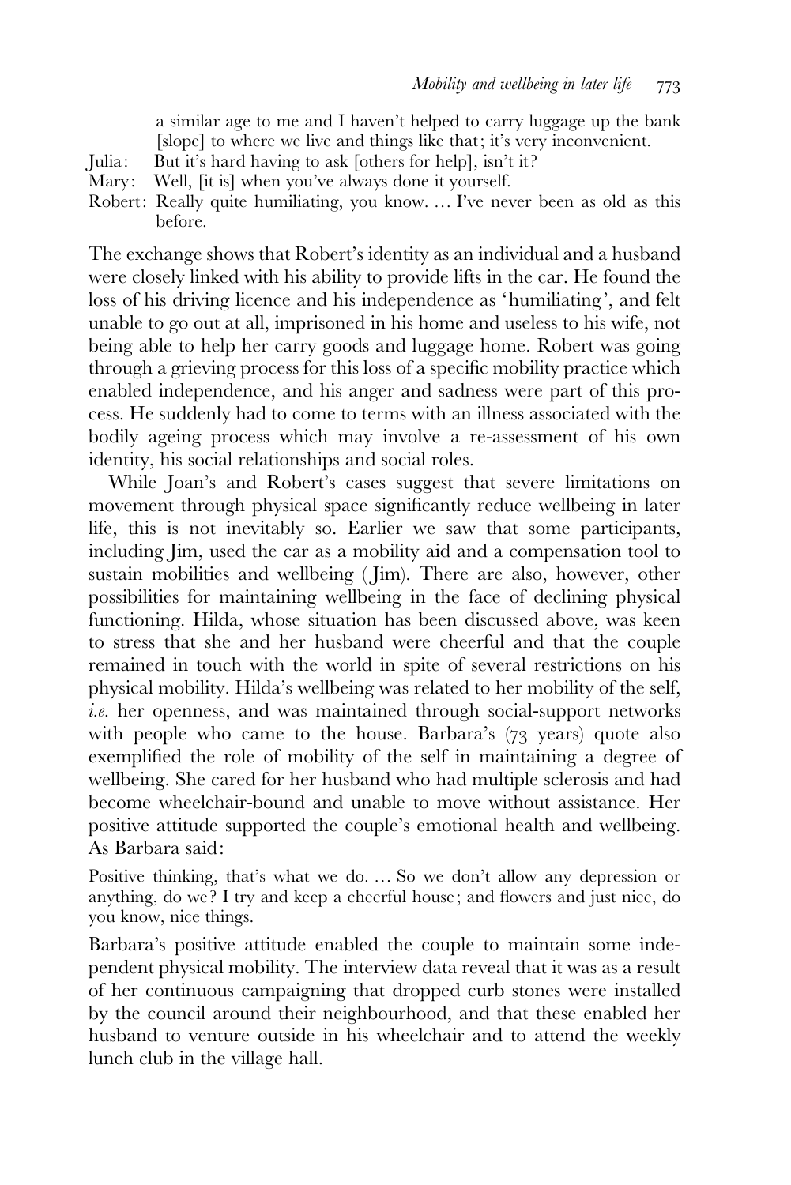a similar age to me and I haven't helped to carry luggage up the bank [slope] to where we live and things like that; it's very inconvenient.

Julia: But it's hard having to ask [others for help], isn't it?

Mary: Well, [it is] when you've always done it yourself.

Robert: Really quite humiliating, you know. … I've never been as old as this before.

The exchange shows that Robert's identity as an individual and a husband were closely linked with his ability to provide lifts in the car. He found the loss of his driving licence and his independence as 'humiliating', and felt unable to go out at all, imprisoned in his home and useless to his wife, not being able to help her carry goods and luggage home. Robert was going through a grieving process for this loss of a specific mobility practice which enabled independence, and his anger and sadness were part of this process. He suddenly had to come to terms with an illness associated with the bodily ageing process which may involve a re-assessment of his own identity, his social relationships and social roles.

While Joan's and Robert's cases suggest that severe limitations on movement through physical space significantly reduce wellbeing in later life, this is not inevitably so. Earlier we saw that some participants, including Jim, used the car as a mobility aid and a compensation tool to sustain mobilities and wellbeing (Jim). There are also, however, other possibilities for maintaining wellbeing in the face of declining physical functioning. Hilda, whose situation has been discussed above, was keen to stress that she and her husband were cheerful and that the couple remained in touch with the world in spite of several restrictions on his physical mobility. Hilda's wellbeing was related to her mobility of the self, *i.e.* her openness, and was maintained through social-support networks with people who came to the house. Barbara's (73 years) quote also exemplified the role of mobility of the self in maintaining a degree of wellbeing. She cared for her husband who had multiple sclerosis and had become wheelchair-bound and unable to move without assistance. Her positive attitude supported the couple's emotional health and wellbeing. As Barbara said:

> Positive thinking, that's what we do. … So we don't allow any depression or anything, do we? I try and keep a cheerful house; and flowers and just nice, do you know, nice things.

Barbara's positive attitude enabled the couple to maintain some independent physical mobility. The interview data reveal that it was as a result of her continuous campaigning that dropped curb stones were installed by the council around their neighbourhood, and that these enabled her husband to venture outside in his wheelchair and to attend the weekly lunch club in the village hall.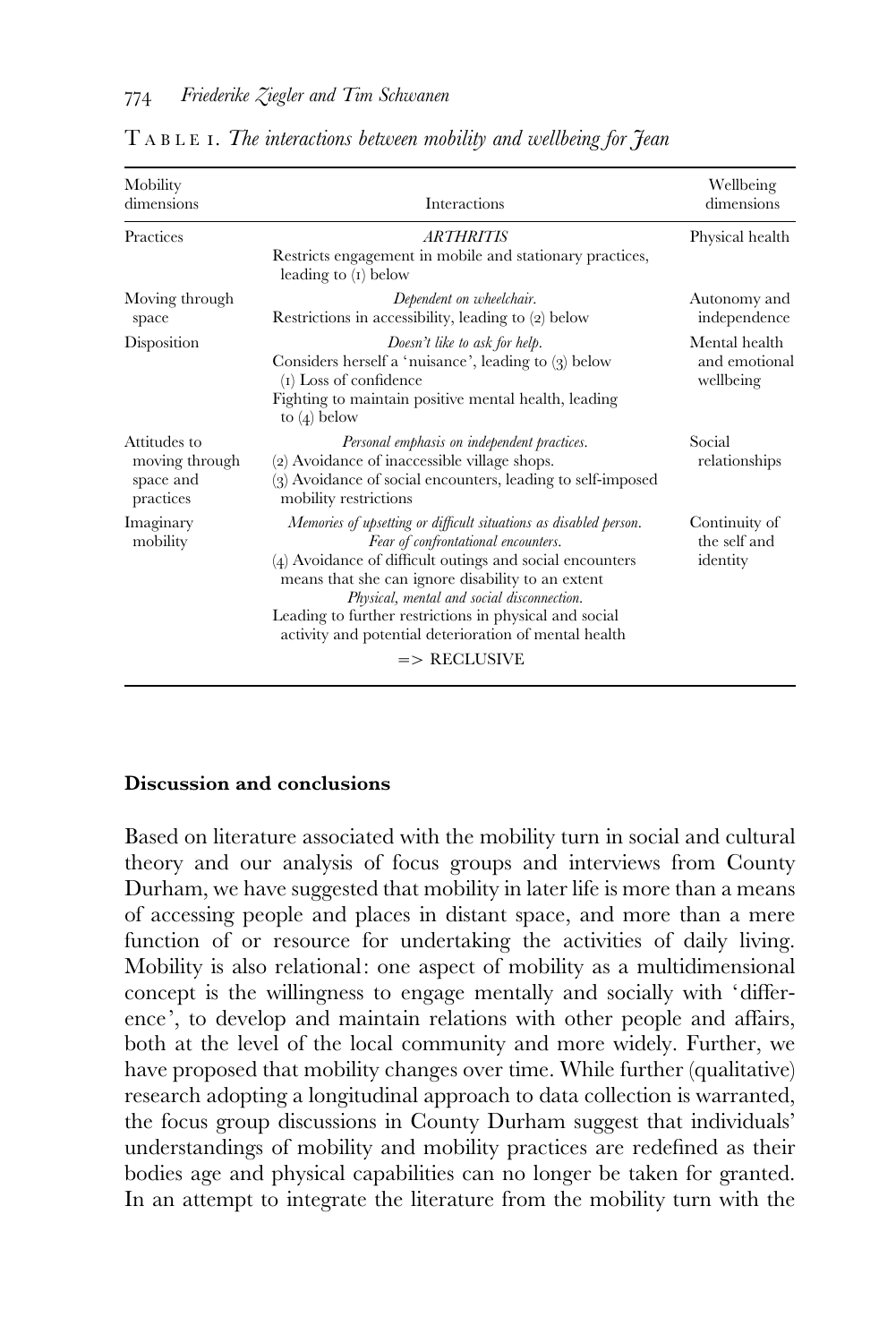TABLE 1. *The interactions between mobility and wellbeing for Jean*

| Mobility dimensions | Interactions | Wellbeing dimensions |
|---|---|---|
| Practices | *ARTHRITIS*<br>Restricts engagement in mobile and stationary practices, leading to (1) below | Physical health |
| Moving through space | *Dependent on wheelchair.*<br>Restrictions in accessibility, leading to (2) below | Autonomy and independence |
| Disposition | *Doesn't like to ask for help.*<br>Considers herself a 'nuisance', leading to (3) below<br>(1) Loss of confidence<br>Fighting to maintain positive mental health, leading to (4) below | Mental health and emotional wellbeing |
| Attitudes to moving through space and practices | *Personal emphasis on independent practices.*<br>(2) Avoidance of inaccessible village shops.<br>(3) Avoidance of social encounters, leading to self-imposed mobility restrictions | Social relationships |
| Imaginary mobility | *Memories of upsetting or difficult situations as disabled person.*<br>*Fear of confrontational encounters.*<br>(4) Avoidance of difficult outings and social encounters means that she can ignore disability to an extent<br>*Physical, mental and social disconnection.*<br>Leading to further restrictions in physical and social activity and potential deterioration of mental health<br>=> RECLUSIVE | Continuity of the self and identity |

## Discussion and conclusions

Based on literature associated with the mobility turn in social and cultural theory and our analysis of focus groups and interviews from County Durham, we have suggested that mobility in later life is more than a means of accessing people and places in distant space, and more than a mere function of or resource for undertaking the activities of daily living. Mobility is also relational: one aspect of mobility as a multidimensional concept is the willingness to engage mentally and socially with 'difference', to develop and maintain relations with other people and affairs, both at the level of the local community and more widely. Further, we have proposed that mobility changes over time. While further (qualitative) research adopting a longitudinal approach to data collection is warranted, the focus group discussions in County Durham suggest that individuals' understandings of mobility and mobility practices are redefined as their bodies age and physical capabilities can no longer be taken for granted. In an attempt to integrate the literature from the mobility turn with the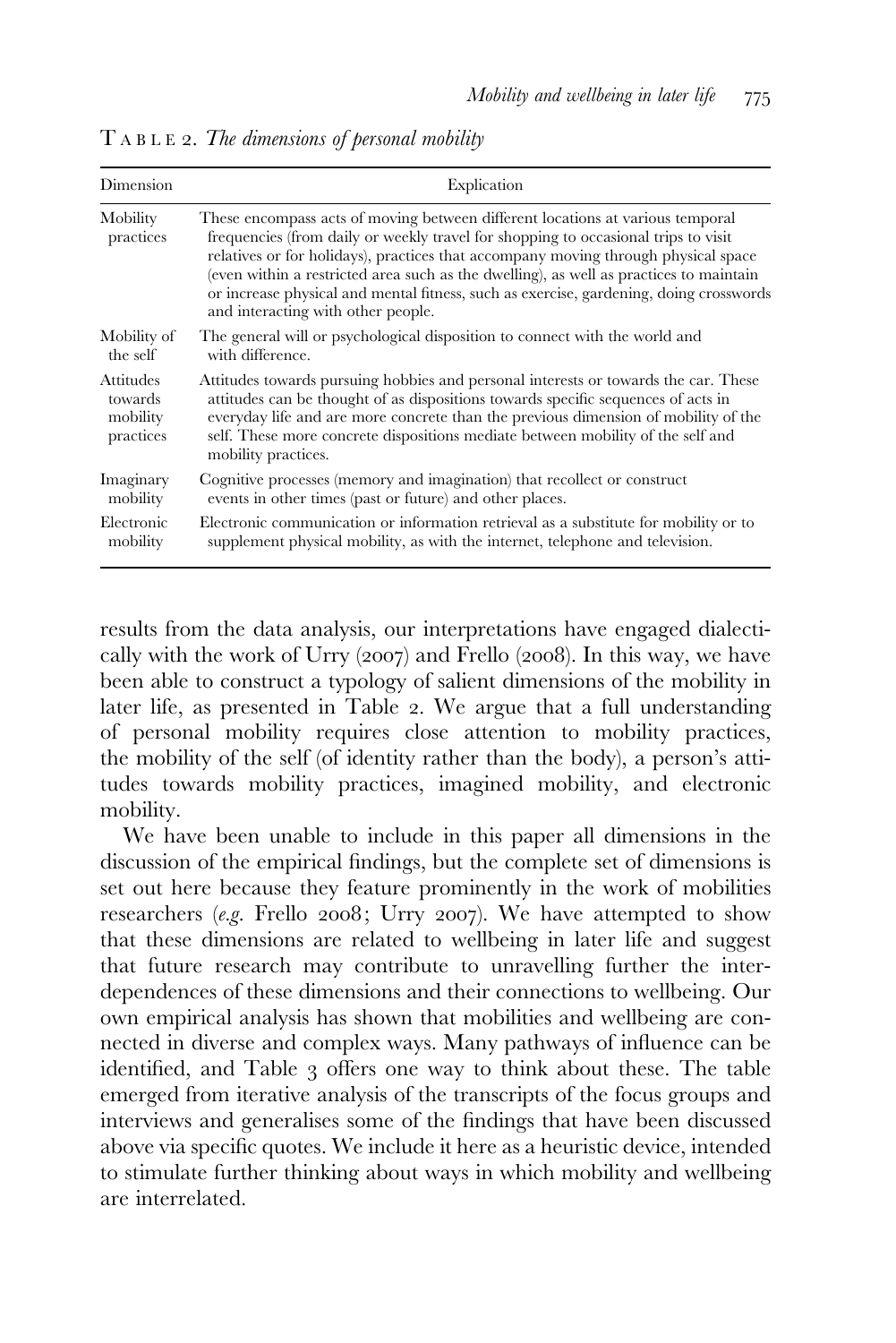TABLE 2. *The dimensions of personal mobility*

| Dimension | Explication |
|---|---|
| Mobility practices | These encompass acts of moving between different locations at various temporal frequencies (from daily or weekly travel for shopping to occasional trips to visit relatives or for holidays), practices that accompany moving through physical space (even within a restricted area such as the dwelling), as well as practices to maintain or increase physical and mental fitness, such as exercise, gardening, doing crosswords and interacting with other people. |
| Mobility of the self | The general will or psychological disposition to connect with the world and with difference. |
| Attitudes towards mobility practices | Attitudes towards pursuing hobbies and personal interests or towards the car. These attitudes can be thought of as dispositions towards specific sequences of acts in everyday life and are more concrete than the previous dimension of mobility of the self. These more concrete dispositions mediate between mobility of the self and mobility practices. |
| Imaginary mobility | Cognitive processes (memory and imagination) that recollect or construct events in other times (past or future) and other places. |
| Electronic mobility | Electronic communication or information retrieval as a substitute for mobility or to supplement physical mobility, as with the internet, telephone and television. |

results from the data analysis, our interpretations have engaged dialectically with the work of Urry (2007) and Frello (2008). In this way, we have been able to construct a typology of salient dimensions of the mobility in later life, as presented in Table 2. We argue that a full understanding of personal mobility requires close attention to mobility practices, the mobility of the self (of identity rather than the body), a person's attitudes towards mobility practices, imagined mobility, and electronic mobility.

We have been unable to include in this paper all dimensions in the discussion of the empirical findings, but the complete set of dimensions is set out here because they feature prominently in the work of mobilities researchers (*e.g.* Frello 2008; Urry 2007). We have attempted to show that these dimensions are related to wellbeing in later life and suggest that future research may contribute to unravelling further the interdependences of these dimensions and their connections to wellbeing. Our own empirical analysis has shown that mobilities and wellbeing are connected in diverse and complex ways. Many pathways of influence can be identified, and Table 3 offers one way to think about these. The table emerged from iterative analysis of the transcripts of the focus groups and interviews and generalises some of the findings that have been discussed above via specific quotes. We include it here as a heuristic device, intended to stimulate further thinking about ways in which mobility and wellbeing are interrelated.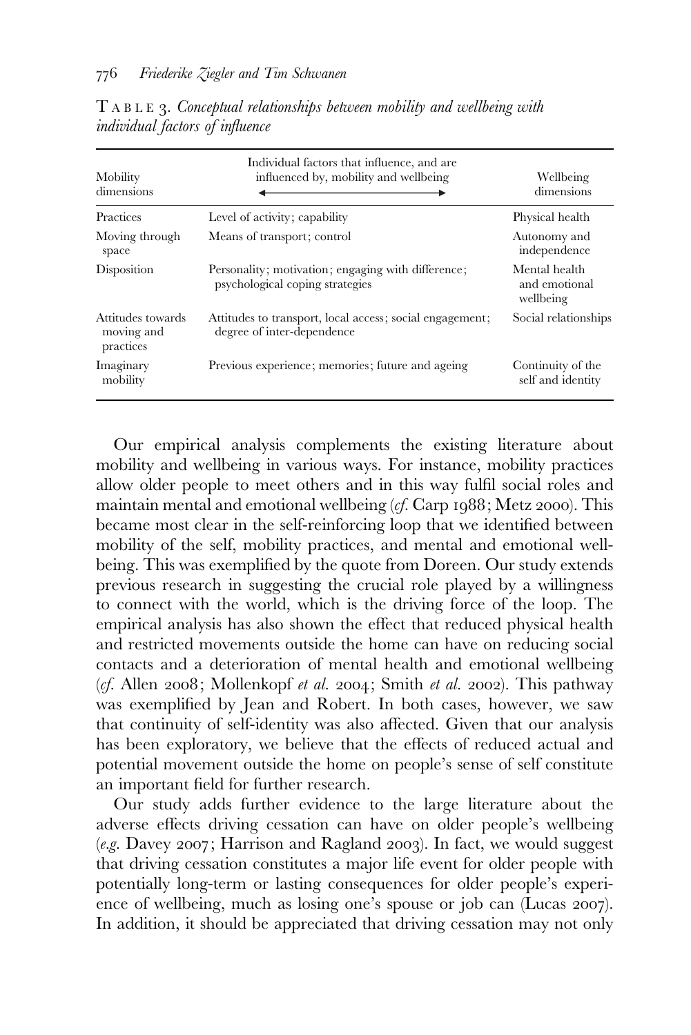TABLE 3. *Conceptual relationships between mobility and wellbeing with individual factors of influence*

| Mobility dimensions | Individual factors that influence, and are influenced by, mobility and wellbeing ←→ | Wellbeing dimensions |
|---|---|---|
| Practices | Level of activity; capability | Physical health |
| Moving through space | Means of transport; control | Autonomy and independence |
| Disposition | Personality; motivation; engaging with difference; psychological coping strategies | Mental health and emotional wellbeing |
| Attitudes towards moving and practices | Attitudes to transport, local access; social engagement; degree of inter-dependence | Social relationships |
| Imaginary mobility | Previous experience; memories; future and ageing | Continuity of the self and identity |

Our empirical analysis complements the existing literature about mobility and wellbeing in various ways. For instance, mobility practices allow older people to meet others and in this way fulfil social roles and maintain mental and emotional wellbeing (*cf.* Carp 1988; Metz 2000). This became most clear in the self-reinforcing loop that we identified between mobility of the self, mobility practices, and mental and emotional wellbeing. This was exemplified by the quote from Doreen. Our study extends previous research in suggesting the crucial role played by a willingness to connect with the world, which is the driving force of the loop. The empirical analysis has also shown the effect that reduced physical health and restricted movements outside the home can have on reducing social contacts and a deterioration of mental health and emotional wellbeing (*cf.* Allen 2008; Mollenkopf *et al.* 2004; Smith *et al.* 2002). This pathway was exemplified by Jean and Robert. In both cases, however, we saw that continuity of self-identity was also affected. Given that our analysis has been exploratory, we believe that the effects of reduced actual and potential movement outside the home on people's sense of self constitute an important field for further research.

Our study adds further evidence to the large literature about the adverse effects driving cessation can have on older people's wellbeing (*e.g.* Davey 2007; Harrison and Ragland 2003). In fact, we would suggest that driving cessation constitutes a major life event for older people with potentially long-term or lasting consequences for older people's experience of wellbeing, much as losing one's spouse or job can (Lucas 2007). In addition, it should be appreciated that driving cessation may not only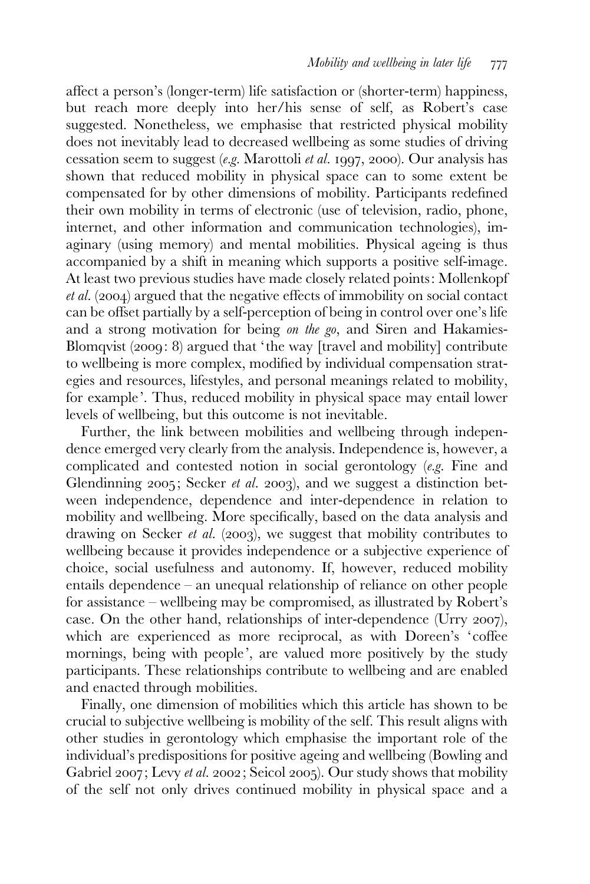affect a person's (longer-term) life satisfaction or (shorter-term) happiness, but reach more deeply into her/his sense of self, as Robert's case suggested. Nonetheless, we emphasise that restricted physical mobility does not inevitably lead to decreased wellbeing as some studies of driving cessation seem to suggest (*e.g.* Marottoli *et al.* 1997, 2000). Our analysis has shown that reduced mobility in physical space can to some extent be compensated for by other dimensions of mobility. Participants redefined their own mobility in terms of electronic (use of television, radio, phone, internet, and other information and communication technologies), imaginary (using memory) and mental mobilities. Physical ageing is thus accompanied by a shift in meaning which supports a positive self-image. At least two previous studies have made closely related points: Mollenkopf *et al.* (2004) argued that the negative effects of immobility on social contact can be offset partially by a self-perception of being in control over one's life and a strong motivation for being *on the go*, and Siren and Hakamies-Blomqvist (2009: 8) argued that 'the way [travel and mobility] contribute to wellbeing is more complex, modified by individual compensation strategies and resources, lifestyles, and personal meanings related to mobility, for example'. Thus, reduced mobility in physical space may entail lower levels of wellbeing, but this outcome is not inevitable.

Further, the link between mobilities and wellbeing through independence emerged very clearly from the analysis. Independence is, however, a complicated and contested notion in social gerontology (*e.g.* Fine and Glendinning 2005; Secker *et al.* 2003), and we suggest a distinction between independence, dependence and inter-dependence in relation to mobility and wellbeing. More specifically, based on the data analysis and drawing on Secker *et al.* (2003), we suggest that mobility contributes to wellbeing because it provides independence or a subjective experience of choice, social usefulness and autonomy. If, however, reduced mobility entails dependence – an unequal relationship of reliance on other people for assistance – wellbeing may be compromised, as illustrated by Robert's case. On the other hand, relationships of inter-dependence (Urry 2007), which are experienced as more reciprocal, as with Doreen's 'coffee mornings, being with people', are valued more positively by the study participants. These relationships contribute to wellbeing and are enabled and enacted through mobilities.

Finally, one dimension of mobilities which this article has shown to be crucial to subjective wellbeing is mobility of the self. This result aligns with other studies in gerontology which emphasise the important role of the individual's predispositions for positive ageing and wellbeing (Bowling and Gabriel 2007; Levy *et al.* 2002; Seicol 2005). Our study shows that mobility of the self not only drives continued mobility in physical space and a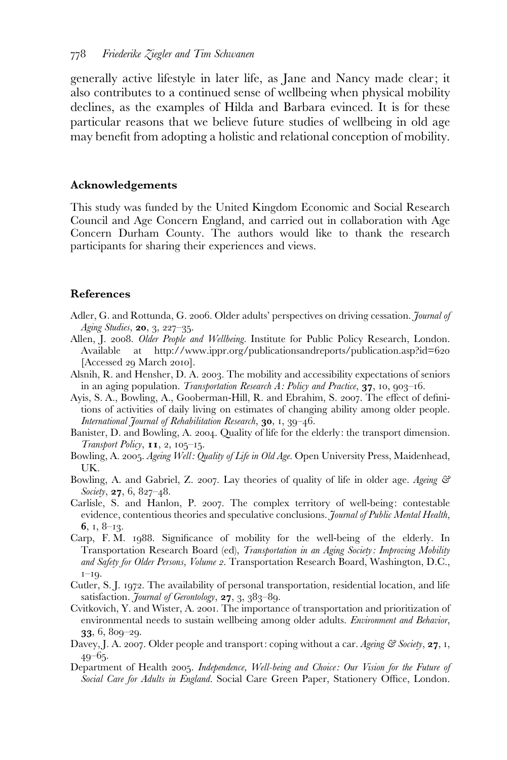generally active lifestyle in later life, as Jane and Nancy made clear; it also contributes to a continued sense of wellbeing when physical mobility declines, as the examples of Hilda and Barbara evinced. It is for these particular reasons that we believe future studies of wellbeing in old age may benefit from adopting a holistic and relational conception of mobility.

### Acknowledgements

This study was funded by the United Kingdom Economic and Social Research Council and Age Concern England, and carried out in collaboration with Age Concern Durham County. The authors would like to thank the research participants for sharing their experiences and views.

### References

Adler, G. and Rottunda, G. 2006. Older adults' perspectives on driving cessation. *Journal of Aging Studies*, **20**, 3, 227–35.

Allen, J. 2008. *Older People and Wellbeing*. Institute for Public Policy Research, London. Available at http://www.ippr.org/publicationsandreports/publication.asp?id=620 [Accessed 29 March 2010].

Alsnih, R. and Hensher, D. A. 2003. The mobility and accessibility expectations of seniors in an aging population. *Transportation Research A: Policy and Practice*, **37**, 10, 903–16.

Ayis, S. A., Bowling, A., Gooberman-Hill, R. and Ebrahim, S. 2007. The effect of definitions of activities of daily living on estimates of changing ability among older people. *International Journal of Rehabilitation Research*, **30**, 1, 39–46.

Banister, D. and Bowling, A. 2004. Quality of life for the elderly: the transport dimension. *Transport Policy*, **11**, 2, 105–15.

Bowling, A. 2005. *Ageing Well: Quality of Life in Old Age*. Open University Press, Maidenhead, UK.

Bowling, A. and Gabriel, Z. 2007. Lay theories of quality of life in older age. *Ageing & Society*, **27**, 6, 827–48.

Carlisle, S. and Hanlon, P. 2007. The complex territory of well-being: contestable evidence, contentious theories and speculative conclusions. *Journal of Public Mental Health*, **6**, 1, 8–13.

Carp, F. M. 1988. Significance of mobility for the well-being of the elderly. In Transportation Research Board (ed), *Transportation in an Aging Society: Improving Mobility and Safety for Older Persons, Volume 2*. Transportation Research Board, Washington, D.C., 1–19.

Cutler, S. J. 1972. The availability of personal transportation, residential location, and life satisfaction. *Journal of Gerontology*, **27**, 3, 383–89.

Cvitkovich, Y. and Wister, A. 2001. The importance of transportation and prioritization of environmental needs to sustain wellbeing among older adults. *Environment and Behavior*, **33**, 6, 809–29.

Davey, J. A. 2007. Older people and transport: coping without a car. *Ageing & Society*, **27**, 1, 49–65.

Department of Health 2005. *Independence, Well-being and Choice: Our Vision for the Future of Social Care for Adults in England*. Social Care Green Paper, Stationery Office, London.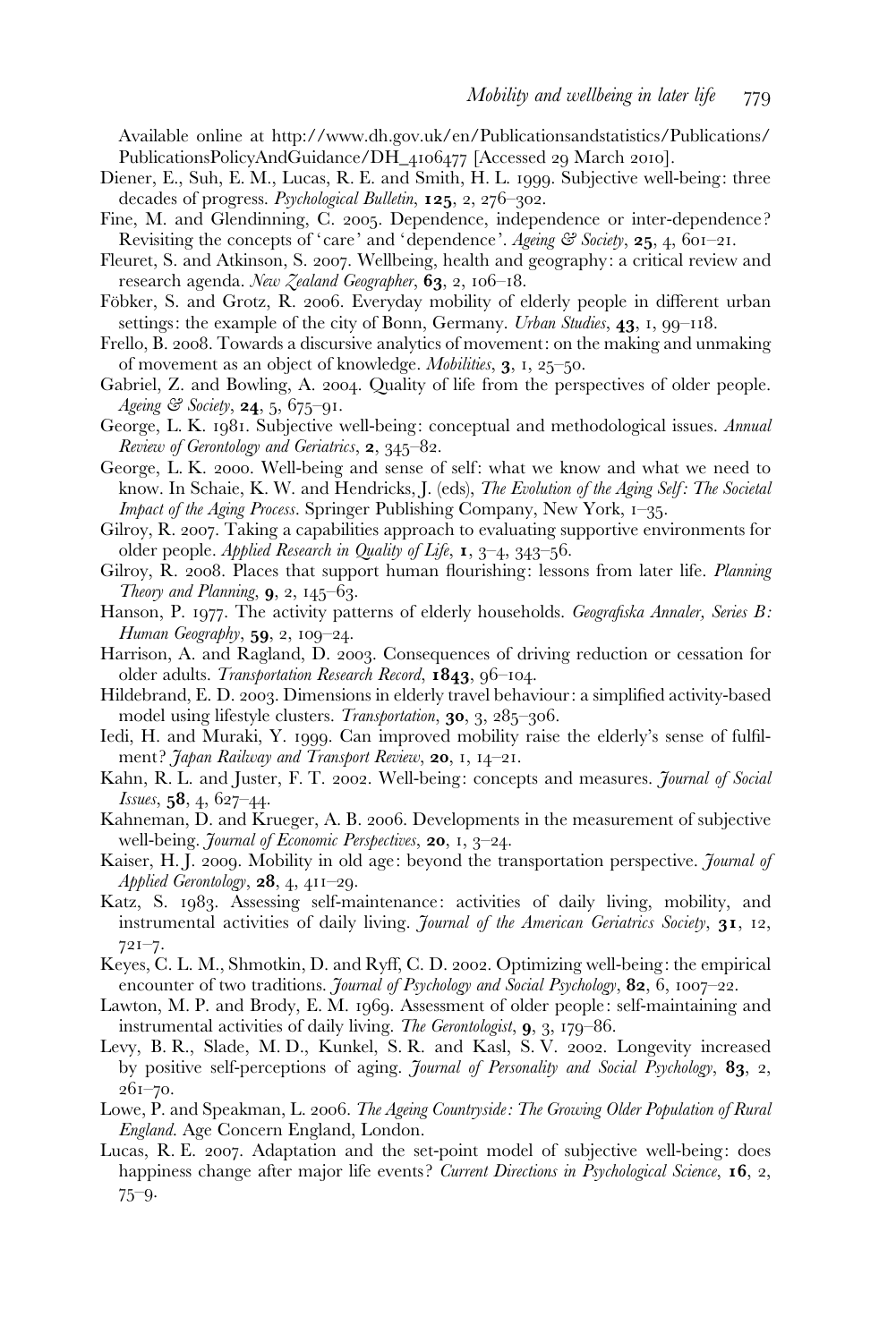Available online at http://www.dh.gov.uk/en/Publicationsandstatistics/Publications/PublicationsPolicyAndGuidance/DH_4106477 [Accessed 29 March 2010].

Diener, E., Suh, E. M., Lucas, R. E. and Smith, H. L. 1999. Subjective well-being: three decades of progress. *Psychological Bulletin*, **125**, 2, 276–302.

Fine, M. and Glendinning, C. 2005. Dependence, independence or inter-dependence? Revisiting the concepts of 'care' and 'dependence'. *Ageing & Society*, **25**, 4, 601–21.

Fleuret, S. and Atkinson, S. 2007. Wellbeing, health and geography: a critical review and research agenda. *New Zealand Geographer*, **63**, 2, 106–18.

Föbker, S. and Grotz, R. 2006. Everyday mobility of elderly people in different urban settings: the example of the city of Bonn, Germany. *Urban Studies*, **43**, 1, 99–118.

Frello, B. 2008. Towards a discursive analytics of movement: on the making and unmaking of movement as an object of knowledge. *Mobilities*, **3**, 1, 25–50.

Gabriel, Z. and Bowling, A. 2004. Quality of life from the perspectives of older people. *Ageing & Society*, **24**, 5, 675–91.

George, L. K. 1981. Subjective well-being: conceptual and methodological issues. *Annual Review of Gerontology and Geriatrics*, **2**, 345–82.

George, L. K. 2000. Well-being and sense of self: what we know and what we need to know. In Schaie, K. W. and Hendricks, J. (eds), *The Evolution of the Aging Self: The Societal Impact of the Aging Process*. Springer Publishing Company, New York, 1–35.

Gilroy, R. 2007. Taking a capabilities approach to evaluating supportive environments for older people. *Applied Research in Quality of Life*, **1**, 3–4, 343–56.

Gilroy, R. 2008. Places that support human flourishing: lessons from later life. *Planning Theory and Planning*, **9**, 2, 145–63.

Hanson, P. 1977. The activity patterns of elderly households. *Geografiska Annaler, Series B: Human Geography*, **59**, 2, 109–24.

Harrison, A. and Ragland, D. 2003. Consequences of driving reduction or cessation for older adults. *Transportation Research Record*, **1843**, 96–104.

Hildebrand, E. D. 2003. Dimensions in elderly travel behaviour: a simplified activity-based model using lifestyle clusters. *Transportation*, **30**, 3, 285–306.

Iedi, H. and Muraki, Y. 1999. Can improved mobility raise the elderly's sense of fulfilment? *Japan Railway and Transport Review*, **20**, 1, 14–21.

Kahn, R. L. and Juster, F. T. 2002. Well-being: concepts and measures. *Journal of Social Issues*, **58**, 4, 627–44.

Kahneman, D. and Krueger, A. B. 2006. Developments in the measurement of subjective well-being. *Journal of Economic Perspectives*, **20**, 1, 3–24.

Kaiser, H. J. 2009. Mobility in old age: beyond the transportation perspective. *Journal of Applied Gerontology*, **28**, 4, 411–29.

Katz, S. 1983. Assessing self-maintenance: activities of daily living, mobility, and instrumental activities of daily living. *Journal of the American Geriatrics Society*, **31**, 12, 721–7.

Keyes, C. L. M., Shmotkin, D. and Ryff, C. D. 2002. Optimizing well-being: the empirical encounter of two traditions. *Journal of Psychology and Social Psychology*, **82**, 6, 1007–22.

Lawton, M. P. and Brody, E. M. 1969. Assessment of older people: self-maintaining and instrumental activities of daily living. *The Gerontologist*, **9**, 3, 179–86.

Levy, B. R., Slade, M. D., Kunkel, S. R. and Kasl, S. V. 2002. Longevity increased by positive self-perceptions of aging. *Journal of Personality and Social Psychology*, **83**, 2, 261–70.

Lowe, P. and Speakman, L. 2006. *The Ageing Countryside: The Growing Older Population of Rural England*. Age Concern England, London.

Lucas, R. E. 2007. Adaptation and the set-point model of subjective well-being: does happiness change after major life events? *Current Directions in Psychological Science*, **16**, 2, 75–9.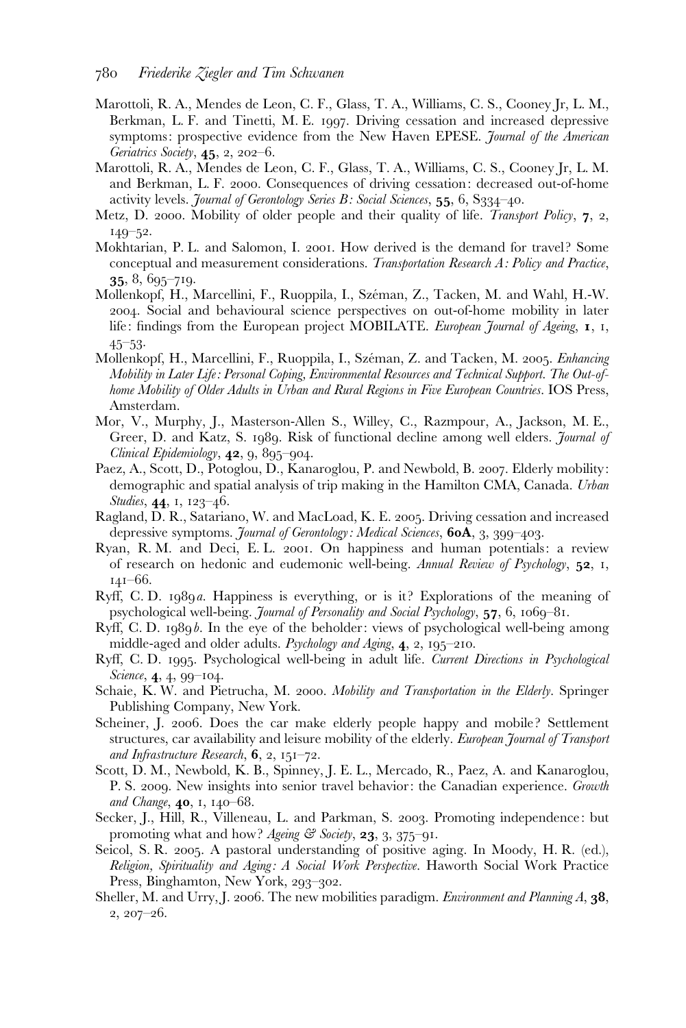Marottoli, R. A., Mendes de Leon, C. F., Glass, T. A., Williams, C. S., Cooney Jr, L. M., Berkman, L. F. and Tinetti, M. E. 1997. Driving cessation and increased depressive symptoms: prospective evidence from the New Haven EPESE. *Journal of the American Geriatrics Society*, **45**, 2, 202–6.

Marottoli, R. A., Mendes de Leon, C. F., Glass, T. A., Williams, C. S., Cooney Jr, L. M. and Berkman, L. F. 2000. Consequences of driving cessation: decreased out-of-home activity levels. *Journal of Gerontology Series B: Social Sciences*, **55**, 6, S334–40.

Metz, D. 2000. Mobility of older people and their quality of life. *Transport Policy*, **7**, 2, 149–52.

Mokhtarian, P. L. and Salomon, I. 2001. How derived is the demand for travel? Some conceptual and measurement considerations. *Transportation Research A: Policy and Practice*, **35**, 8, 695–719.

Mollenkopf, H., Marcellini, F., Ruoppila, I., Széman, Z., Tacken, M. and Wahl, H.-W. 2004. Social and behavioural science perspectives on out-of-home mobility in later life: findings from the European project MOBILATE. *European Journal of Ageing*, **1**, 1, 45–53.

Mollenkopf, H., Marcellini, F., Ruoppila, I., Széman, Z. and Tacken, M. 2005. *Enhancing Mobility in Later Life: Personal Coping, Environmental Resources and Technical Support. The Out-of-home Mobility of Older Adults in Urban and Rural Regions in Five European Countries*. IOS Press, Amsterdam.

Mor, V., Murphy, J., Masterson-Allen S., Willey, C., Razmpour, A., Jackson, M. E., Greer, D. and Katz, S. 1989. Risk of functional decline among well elders. *Journal of Clinical Epidemiology*, **42**, 9, 895–904.

Paez, A., Scott, D., Potoglou, D., Kanaroglou, P. and Newbold, B. 2007. Elderly mobility: demographic and spatial analysis of trip making in the Hamilton CMA, Canada. *Urban Studies*, **44**, 1, 123–46.

Ragland, D. R., Satariano, W. and MacLoad, K. E. 2005. Driving cessation and increased depressive symptoms. *Journal of Gerontology: Medical Sciences*, **60A**, 3, 399–403.

Ryan, R. M. and Deci, E. L. 2001. On happiness and human potentials: a review of research on hedonic and eudemonic well-being. *Annual Review of Psychology*, **52**, 1, 141–66.

Ryff, C. D. 1989*a*. Happiness is everything, or is it? Explorations of the meaning of psychological well-being. *Journal of Personality and Social Psychology*, **57**, 6, 1069–81.

Ryff, C. D. 1989*b*. In the eye of the beholder: views of psychological well-being among middle-aged and older adults. *Psychology and Aging*, **4**, 2, 195–210.

Ryff, C. D. 1995. Psychological well-being in adult life. *Current Directions in Psychological Science*, **4**, 4, 99–104.

Schaie, K. W. and Pietrucha, M. 2000. *Mobility and Transportation in the Elderly*. Springer Publishing Company, New York.

Scheiner, J. 2006. Does the car make elderly people happy and mobile? Settlement structures, car availability and leisure mobility of the elderly. *European Journal of Transport and Infrastructure Research*, **6**, 2, 151–72.

Scott, D. M., Newbold, K. B., Spinney, J. E. L., Mercado, R., Paez, A. and Kanaroglou, P. S. 2009. New insights into senior travel behavior: the Canadian experience. *Growth and Change*, **40**, 1, 140–68.

Secker, J., Hill, R., Villeneau, L. and Parkman, S. 2003. Promoting independence: but promoting what and how? *Ageing & Society*, **23**, 3, 375–91.

Seicol, S. R. 2005. A pastoral understanding of positive aging. In Moody, H. R. (ed.), *Religion, Spirituality and Aging: A Social Work Perspective*. Haworth Social Work Practice Press, Binghamton, New York, 293–302.

Sheller, M. and Urry, J. 2006. The new mobilities paradigm. *Environment and Planning A*, **38**, 2, 207–26.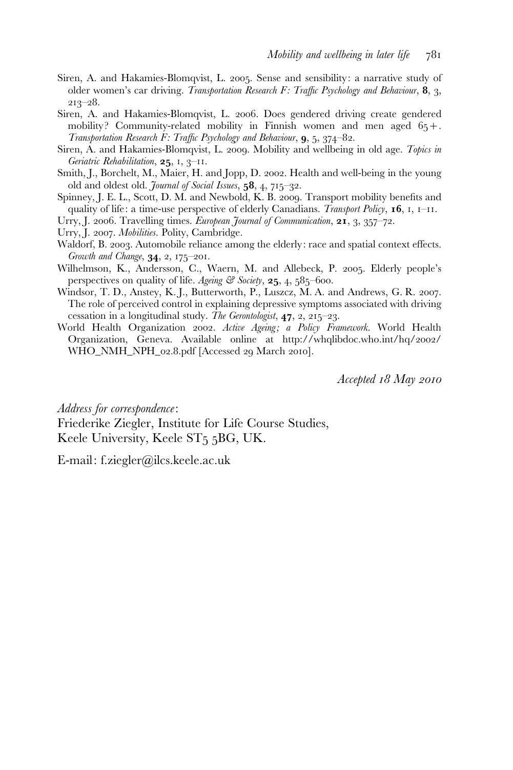Siren, A. and Hakamies-Blomqvist, L. 2005. Sense and sensibility: a narrative study of older women's car driving. *Transportation Research F: Traffic Psychology and Behaviour*, **8**, 3, 213–28.

Siren, A. and Hakamies-Blomqvist, L. 2006. Does gendered driving create gendered mobility? Community-related mobility in Finnish women and men aged 65+. *Transportation Research F: Traffic Psychology and Behaviour*, **9**, 5, 374–82.

Siren, A. and Hakamies-Blomqvist, L. 2009. Mobility and wellbeing in old age. *Topics in Geriatric Rehabilitation*, **25**, 1, 3–11.

Smith, J., Borchelt, M., Maier, H. and Jopp, D. 2002. Health and well-being in the young old and oldest old. *Journal of Social Issues*, **58**, 4, 715–32.

Spinney, J. E. L., Scott, D. M. and Newbold, K. B. 2009. Transport mobility benefits and quality of life: a time-use perspective of elderly Canadians. *Transport Policy*, **16**, 1, 1–11.

Urry, J. 2006. Travelling times. *European Journal of Communication*, **21**, 3, 357–72.

Urry, J. 2007. *Mobilities*. Polity, Cambridge.

Waldorf, B. 2003. Automobile reliance among the elderly: race and spatial context effects. *Growth and Change*, **34**, 2, 175–201.

Wilhelmson, K., Andersson, C., Waern, M. and Allebeck, P. 2005. Elderly people's perspectives on quality of life. *Ageing & Society*, **25**, 4, 585–600.

Windsor, T. D., Anstey, K. J., Butterworth, P., Luszcz, M. A. and Andrews, G. R. 2007. The role of perceived control in explaining depressive symptoms associated with driving cessation in a longitudinal study. *The Gerontologist*, **47**, 2, 215–23.

World Health Organization 2002. *Active Ageing; a Policy Framework*. World Health Organization, Geneva. Available online at http://whqlibdoc.who.int/hq/2002/WHO_NMH_NPH_02.8.pdf [Accessed 29 March 2010].

*Accepted 18 May 2010*

*Address for correspondence*:
Friederike Ziegler, Institute for Life Course Studies,
Keele University, Keele ST5 5BG, UK.

E-mail: f.ziegler@ilcs.keele.ac.uk